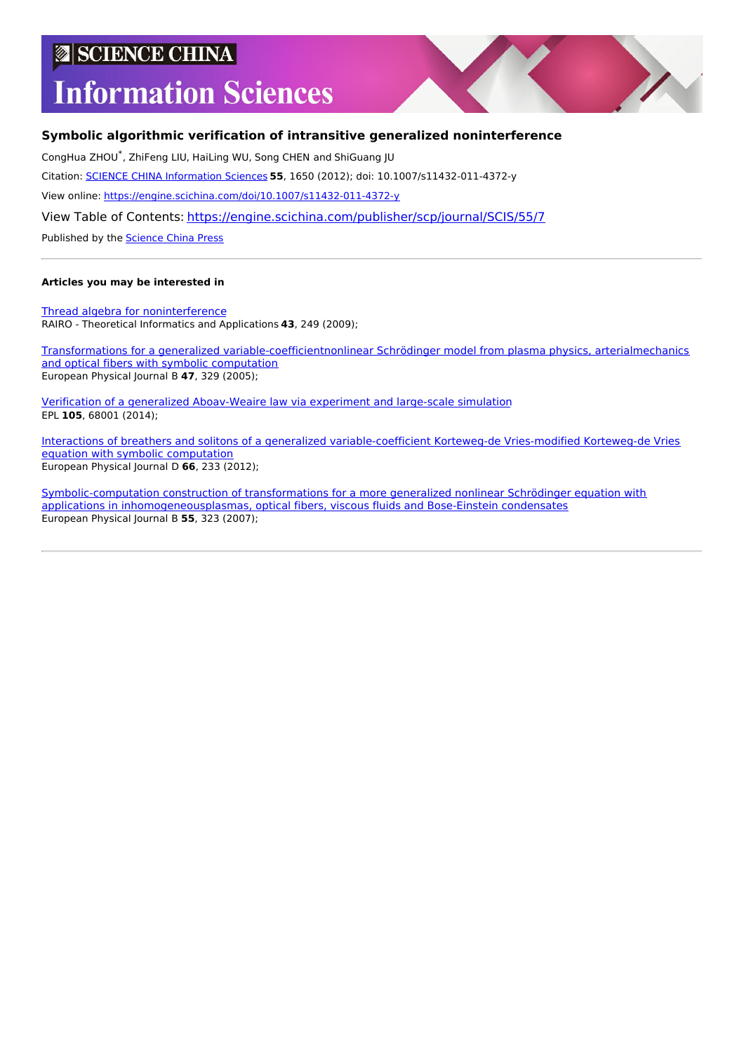# SCIENCE CHINA Information Sciences

## Symbolic algorithmic verification of intransitive generalized noninterference

CongHua ZHOU*, ZhiFeng LIU, HaiLing WU, Song CHEN and ShiGuang JU

Citation: SCIENCE CHINA Information Sciences **55**, 1650 (2012); doi: 10.1007/s11432-011-4372-y

View online: https://engine.scichina.com/doi/10.1007/s11432-011-4372-y

View Table of Contents: https://engine.scichina.com/publisher/scp/journal/SCIS/55/7

Published by the Science China Press

---

**Articles you may be interested in**

Thread algebra for noninterference
RAIRO - Theoretical Informatics and Applications **43**, 249 (2009);

Transformations for a generalized variable-coefficientnonlinear Schrödinger model from plasma physics, arterialmechanics and optical fibers with symbolic computation
European Physical Journal B **47**, 329 (2005);

Verification of a generalized Aboav-Weaire law via experiment and large-scale simulation
EPL **105**, 68001 (2014);

Interactions of breathers and solitons of a generalized variable-coefficient Korteweg-de Vries-modified Korteweg-de Vries equation with symbolic computation
European Physical Journal D **66**, 233 (2012);

Symbolic-computation construction of transformations for a more generalized nonlinear Schrödinger equation with applications in inhomogeneousplasmas, optical fibers, viscous fluids and Bose-Einstein condensates
European Physical Journal B **55**, 323 (2007);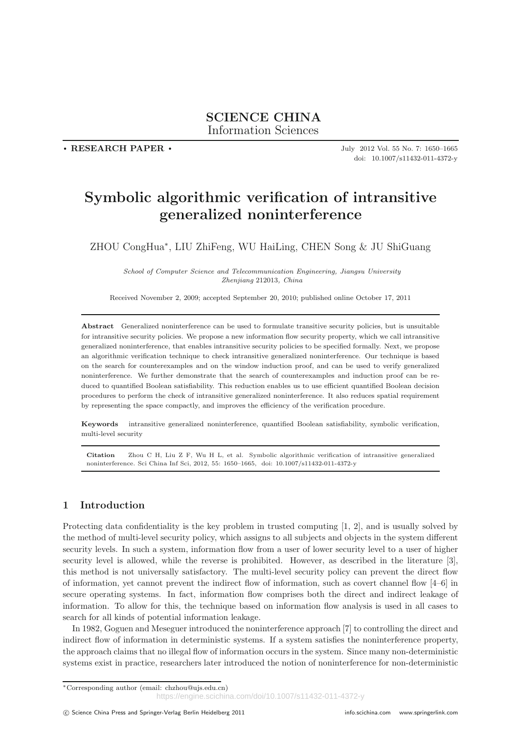# SCIENCE CHINA
Information Sciences

• **RESEARCH PAPER** •

July 2012 Vol. 55 No. 7: 1650–1665
doi: 10.1007/s11432-011-4372-y

# Symbolic algorithmic verification of intransitive generalized noninterference

ZHOU CongHua*, LIU ZhiFeng, WU HaiLing, CHEN Song & JU ShiGuang

*School of Computer Science and Telecommunication Engineering, Jiangsu University Zhenjiang* 212013*, China*

Received November 2, 2009; accepted September 20, 2010; published online October 17, 2011

**Abstract** Generalized noninterference can be used to formulate transitive security policies, but is unsuitable for intransitive security policies. We propose a new information flow security property, which we call intransitive generalized noninterference, that enables intransitive security policies to be specified formally. Next, we propose an algorithmic verification technique to check intransitive generalized noninterference. Our technique is based on the search for counterexamples and on the window induction proof, and can be used to verify generalized noninterference. We further demonstrate that the search of counterexamples and induction proof can be reduced to quantified Boolean satisfiability. This reduction enables us to use efficient quantified Boolean decision procedures to perform the check of intransitive generalized noninterference. It also reduces spatial requirement by representing the space compactly, and improves the efficiency of the verification procedure.

**Keywords** intransitive generalized noninterference, quantified Boolean satisfiability, symbolic verification, multi-level security

**Citation** Zhou C H, Liu Z F, Wu H L, et al. Symbolic algorithmic verification of intransitive generalized noninterference. Sci China Inf Sci, 2012, 55: 1650–1665, doi: 10.1007/s11432-011-4372-y

## 1 Introduction

Protecting data confidentiality is the key problem in trusted computing [1, 2], and is usually solved by the method of multi-level security policy, which assigns to all subjects and objects in the system different security levels. In such a system, information flow from a user of lower security level to a user of higher security level is allowed, while the reverse is prohibited. However, as described in the literature [3], this method is not universally satisfactory. The multi-level security policy can prevent the direct flow of information, yet cannot prevent the indirect flow of information, such as covert channel flow [4–6] in secure operating systems. In fact, information flow comprises both the direct and indirect leakage of information. To allow for this, the technique based on information flow analysis is used in all cases to search for all kinds of potential information leakage.

In 1982, Goguen and Meseguer introduced the noninterference approach [7] to controlling the direct and indirect flow of information in deterministic systems. If a system satisfies the noninterference property, the approach claims that no illegal flow of information occurs in the system. Since many non-deterministic systems exist in practice, researchers later introduced the notion of noninterference for non-deterministic

*Corresponding author (email: chzhou@ujs.edu.cn)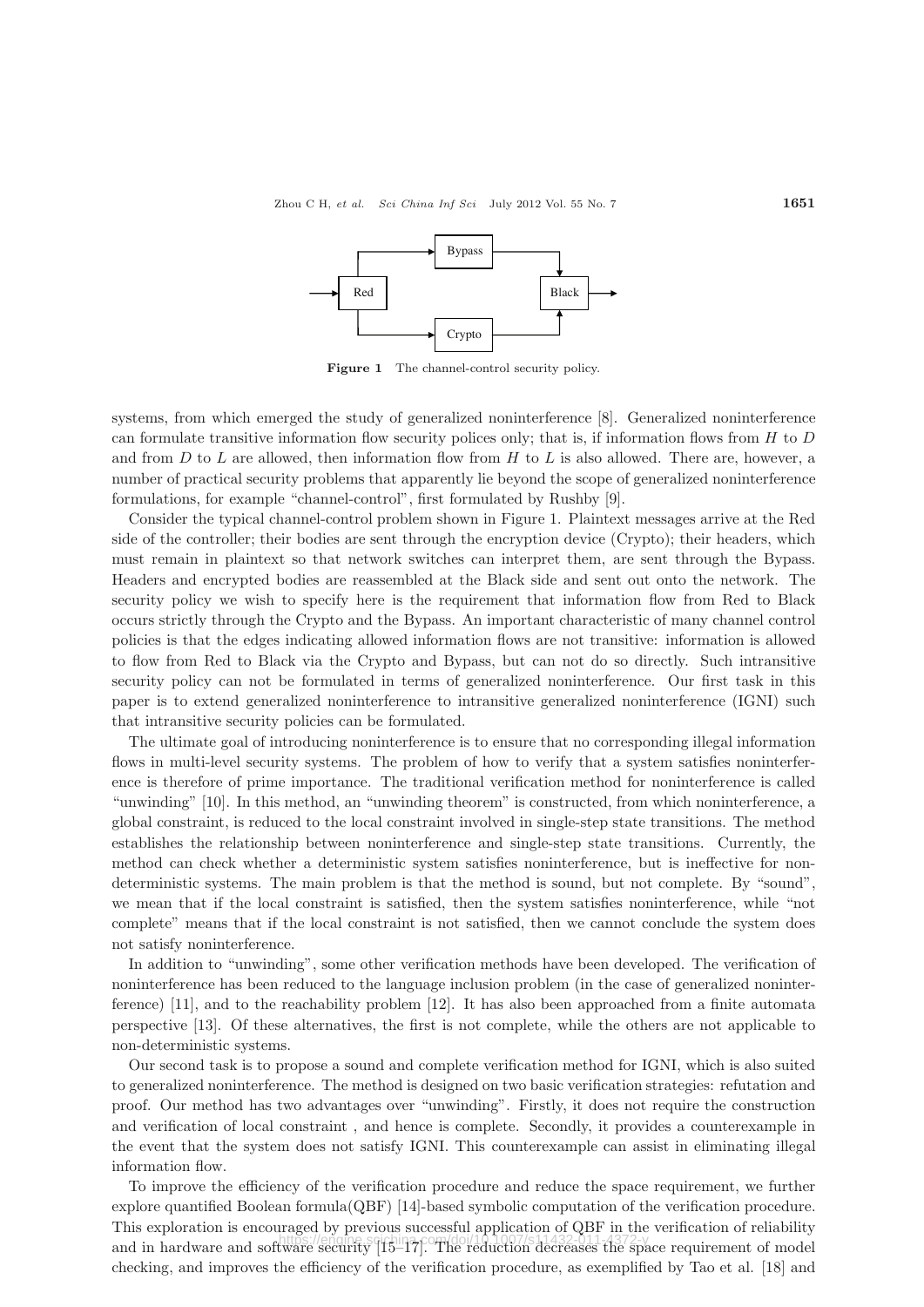Figure 1 The channel-control security policy.

systems, from which emerged the study of generalized noninterference [8]. Generalized noninterference can formulate transitive information flow security polices only; that is, if information flows from $H$ to $D$ and from $D$ to $L$ are allowed, then information flow from $H$ to $L$ is also allowed. There are, however, a number of practical security problems that apparently lie beyond the scope of generalized noninterference formulations, for example "channel-control", first formulated by Rushby [9].

Consider the typical channel-control problem shown in Figure 1. Plaintext messages arrive at the Red side of the controller; their bodies are sent through the encryption device (Crypto); their headers, which must remain in plaintext so that network switches can interpret them, are sent through the Bypass. Headers and encrypted bodies are reassembled at the Black side and sent out onto the network. The security policy we wish to specify here is the requirement that information flow from Red to Black occurs strictly through the Crypto and the Bypass. An important characteristic of many channel control policies is that the edges indicating allowed information flows are not transitive: information is allowed to flow from Red to Black via the Crypto and Bypass, but can not do so directly. Such intransitive security policy can not be formulated in terms of generalized noninterference. Our first task in this paper is to extend generalized noninterference to intransitive generalized noninterference (IGNI) such that intransitive security policies can be formulated.

The ultimate goal of introducing noninterference is to ensure that no corresponding illegal information flows in multi-level security systems. The problem of how to verify that a system satisfies noninterference is therefore of prime importance. The traditional verification method for noninterference is called "unwinding" [10]. In this method, an "unwinding theorem" is constructed, from which noninterference, a global constraint, is reduced to the local constraint involved in single-step state transitions. The method establishes the relationship between noninterference and single-step state transitions. Currently, the method can check whether a deterministic system satisfies noninterference, but is ineffective for non-deterministic systems. The main problem is that the method is sound, but not complete. By "sound", we mean that if the local constraint is satisfied, then the system satisfies noninterference, while "not complete" means that if the local constraint is not satisfied, then we cannot conclude the system does not satisfy noninterference.

In addition to "unwinding", some other verification methods have been developed. The verification of noninterference has been reduced to the language inclusion problem (in the case of generalized noninterference) [11], and to the reachability problem [12]. It has also been approached from a finite automata perspective [13]. Of these alternatives, the first is not complete, while the others are not applicable to non-deterministic systems.

Our second task is to propose a sound and complete verification method for IGNI, which is also suited to generalized noninterference. The method is designed on two basic verification strategies: refutation and proof. Our method has two advantages over "unwinding". Firstly, it does not require the construction and verification of local constraint , and hence is complete. Secondly, it provides a counterexample in the event that the system does not satisfy IGNI. This counterexample can assist in eliminating illegal information flow.

To improve the efficiency of the verification procedure and reduce the space requirement, we further explore quantified Boolean formula(QBF) [14]-based symbolic computation of the verification procedure. This exploration is encouraged by previous successful application of QBF in the verification of reliability and in hardware and software security [15–17]. The reduction decreases the space requirement of model checking, and improves the efficiency of the verification procedure, as exemplified by Tao et al. [18] and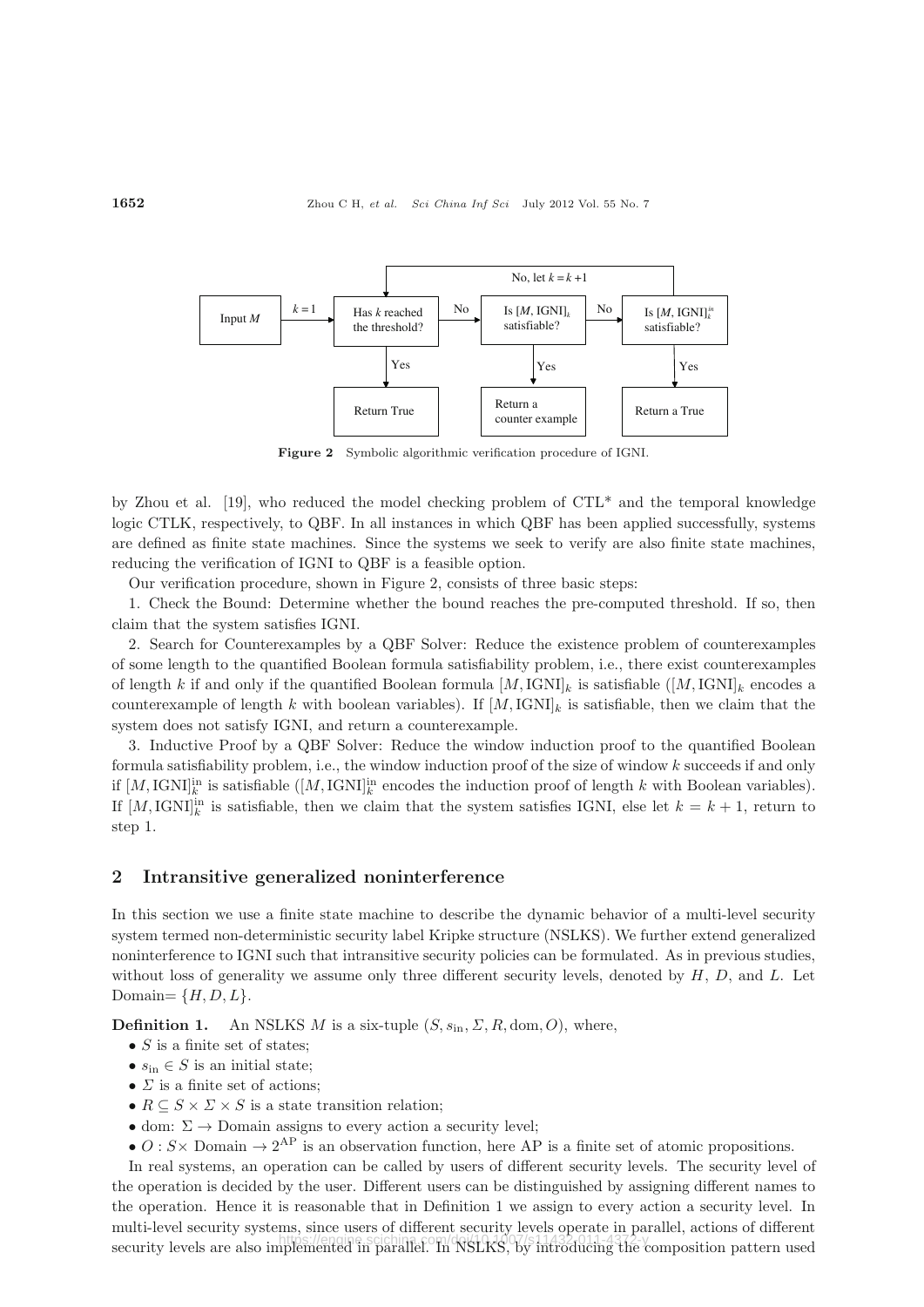Figure 2 Symbolic algorithmic verification procedure of IGNI.

by Zhou et al. [19], who reduced the model checking problem of CTL* and the temporal knowledge logic CTLK, respectively, to QBF. In all instances in which QBF has been applied successfully, systems are defined as finite state machines. Since the systems we seek to verify are also finite state machines, reducing the verification of IGNI to QBF is a feasible option.

Our verification procedure, shown in Figure 2, consists of three basic steps:

1. Check the Bound: Determine whether the bound reaches the pre-computed threshold. If so, then claim that the system satisfies IGNI.

2. Search for Counterexamples by a QBF Solver: Reduce the existence problem of counterexamples of some length to the quantified Boolean formula satisfiability problem, i.e., there exist counterexamples of length $k$ if and only if the quantified Boolean formula $[M, \mathrm{IGNI}]_k$ is satisfiable ($[M, \mathrm{IGNI}]_k$ encodes a counterexample of length $k$ with boolean variables). If $[M, \mathrm{IGNI}]_k$ is satisfiable, then we claim that the system does not satisfy IGNI, and return a counterexample.

3. Inductive Proof by a QBF Solver: Reduce the window induction proof to the quantified Boolean formula satisfiability problem, i.e., the window induction proof of the size of window $k$ succeeds if and only if $[M, \mathrm{IGNI}]_k^{\mathrm{in}}$ is satisfiable ($[M, \mathrm{IGNI}]_k^{\mathrm{in}}$ encodes the induction proof of length $k$ with Boolean variables). If $[M, \mathrm{IGNI}]_k^{\mathrm{in}}$ is satisfiable, then we claim that the system satisfies IGNI, else let $k = k + 1$, return to step 1.

## 2 Intransitive generalized noninterference

In this section we use a finite state machine to describe the dynamic behavior of a multi-level security system termed non-deterministic security label Kripke structure (NSLKS). We further extend generalized noninterference to IGNI such that intransitive security policies can be formulated. As in previous studies, without loss of generality we assume only three different security levels, denoted by $H$, $D$, and $L$. Let Domain$= \{H, D, L\}$.

**Definition 1.** An NSLKS $M$ is a six-tuple $(S, s_{\mathrm{in}}, \Sigma, R, \mathrm{dom}, O)$, where,

- $S$ is a finite set of states;
- $s_{\mathrm{in}} \in S$ is an initial state;
- $\Sigma$ is a finite set of actions;
- $R \subseteq S \times \Sigma \times S$ is a state transition relation;
- dom: $\Sigma \to$ Domain assigns to every action a security level;
- $O : S\times$ Domain $\to 2^{\mathrm{AP}}$ is an observation function, here AP is a finite set of atomic propositions.

In real systems, an operation can be called by users of different security levels. The security level of the operation is decided by the user. Different users can be distinguished by assigning different names to the operation. Hence it is reasonable that in Definition 1 we assign to every action a security level. In multi-level security systems, since users of different security levels operate in parallel, actions of different security levels are also implemented in parallel. In NSLKS, by introducing the composition pattern used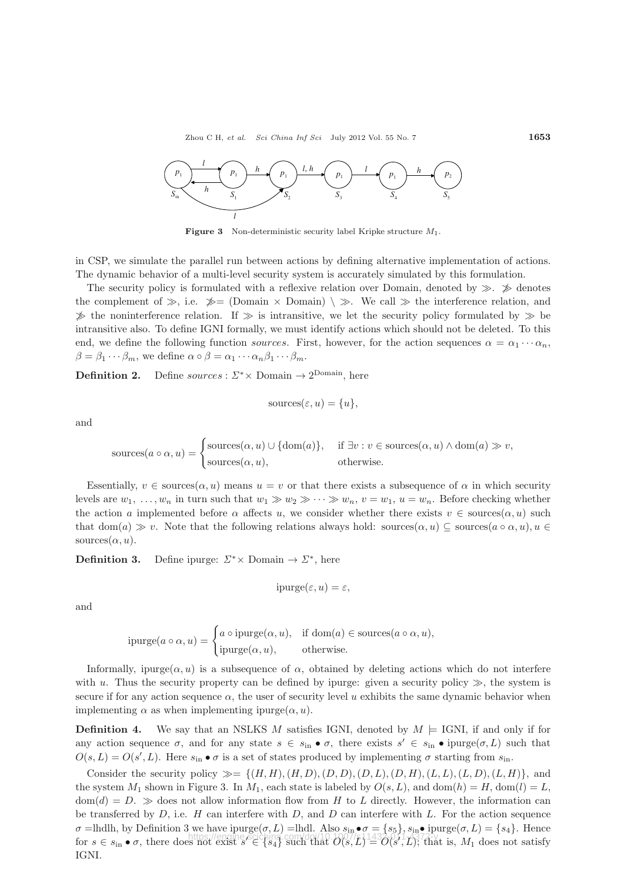**Figure 3** Non-deterministic security label Kripke structure $M_1$.

in CSP, we simulate the parallel run between actions by defining alternative implementation of actions. The dynamic behavior of a multi-level security system is accurately simulated by this formulation.

The security policy is formulated with a reflexive relation over Domain, denoted by $\gg$. $\not\gg$ denotes the complement of $\gg$, i.e. $\not\gg = (\text{Domain} \times \text{Domain}) \setminus \gg$. We call $\gg$ the interference relation, and $\not\gg$ the noninterference relation. If $\gg$ is intransitive, we let the security policy formulated by $\gg$ be intransitive also. To define IGNI formally, we must identify actions which should not be deleted. To this end, we define the following function *sources*. First, however, for the action sequences $\alpha = \alpha_1 \cdots \alpha_n$, $\beta = \beta_1 \cdots \beta_m$, we define $\alpha \circ \beta = \alpha_1 \cdots \alpha_n \beta_1 \cdots \beta_m$.

**Definition 2.** Define *sources* : $\Sigma^* \times \text{Domain} \to 2^{\text{Domain}}$, here

$$\text{sources}(\varepsilon, u) = \{u\},$$

and

$$\text{sources}(a \circ \alpha, u) = \begin{cases} \text{sources}(\alpha, u) \cup \{\text{dom}(a)\}, & \text{if } \exists v : v \in \text{sources}(\alpha, u) \wedge \text{dom}(a) \gg v, \\ \text{sources}(\alpha, u), & \text{otherwise.} \end{cases}$$

Essentially, $v \in \text{sources}(\alpha, u)$ means $u = v$ or that there exists a subsequence of $\alpha$ in which security levels are $w_1, \ldots, w_n$ in turn such that $w_1 \gg w_2 \gg \cdots \gg w_n$, $v = w_1$, $u = w_n$. Before checking whether the action $a$ implemented before $\alpha$ affects $u$, we consider whether there exists $v \in \text{sources}(\alpha, u)$ such that $\text{dom}(a) \gg v$. Note that the following relations always hold: $\text{sources}(\alpha, u) \subseteq \text{sources}(a \circ \alpha, u)$, $u \in \text{sources}(\alpha, u)$.

**Definition 3.** Define ipurge: $\Sigma^* \times \text{Domain} \to \Sigma^*$, here

$$\text{ipurge}(\varepsilon, u) = \varepsilon,$$

and

$$\text{ipurge}(a \circ \alpha, u) = \begin{cases} a \circ \text{ipurge}(\alpha, u), & \text{if dom}(a) \in \text{sources}(a \circ \alpha, u), \\ \text{ipurge}(\alpha, u), & \text{otherwise.} \end{cases}$$

Informally, $\text{ipurge}(\alpha, u)$ is a subsequence of $\alpha$, obtained by deleting actions which do not interfere with $u$. Thus the security property can be defined by ipurge: given a security policy $\gg$, the system is secure if for any action sequence $\alpha$, the user of security level $u$ exhibits the same dynamic behavior when implementing $\alpha$ as when implementing $\text{ipurge}(\alpha, u)$.

**Definition 4.** We say that an NSLKS $M$ satisfies IGNI, denoted by $M \models \text{IGNI}$, if and only if for any action sequence $\sigma$, and for any state $s \in s_{\text{in}} \bullet \sigma$, there exists $s' \in s_{\text{in}} \bullet \text{ipurge}(\sigma, L)$ such that $O(s, L) = O(s', L)$. Here $s_{\text{in}} \bullet \sigma$ is a set of states produced by implementing $\sigma$ starting from $s_{\text{in}}$.

Consider the security policy $\gg = \{(H, H), (H, D), (D, D), (D, L), (D, H), (L, L), (L, D), (L, H)\}$, and the system $M_1$ shown in Figure 3. In $M_1$, each state is labeled by $O(s, L)$, and $\text{dom}(h) = H$, $\text{dom}(l) = L$, $\text{dom}(d) = D$. $\gg$ does not allow information flow from $H$ to $L$ directly. However, the information can be transferred by $D$, i.e. $H$ can interfere with $D$, and $D$ can interfere with $L$. For the action sequence $\sigma$ =lhdlh, by Definition 3 we have $\text{ipurge}(\sigma, L)$ =lhdl. Also $s_{\text{in}} \bullet \sigma = \{s_5\}$, $s_{\text{in}} \bullet \text{ipurge}(\sigma, L) = \{s_4\}$. Hence for $s \in s_{\text{in}} \bullet \sigma$, there does not exist $s' \in \{s_4\}$ such that $O(s, L) = O(s', L)$; that is, $M_1$ does not satisfy IGNI.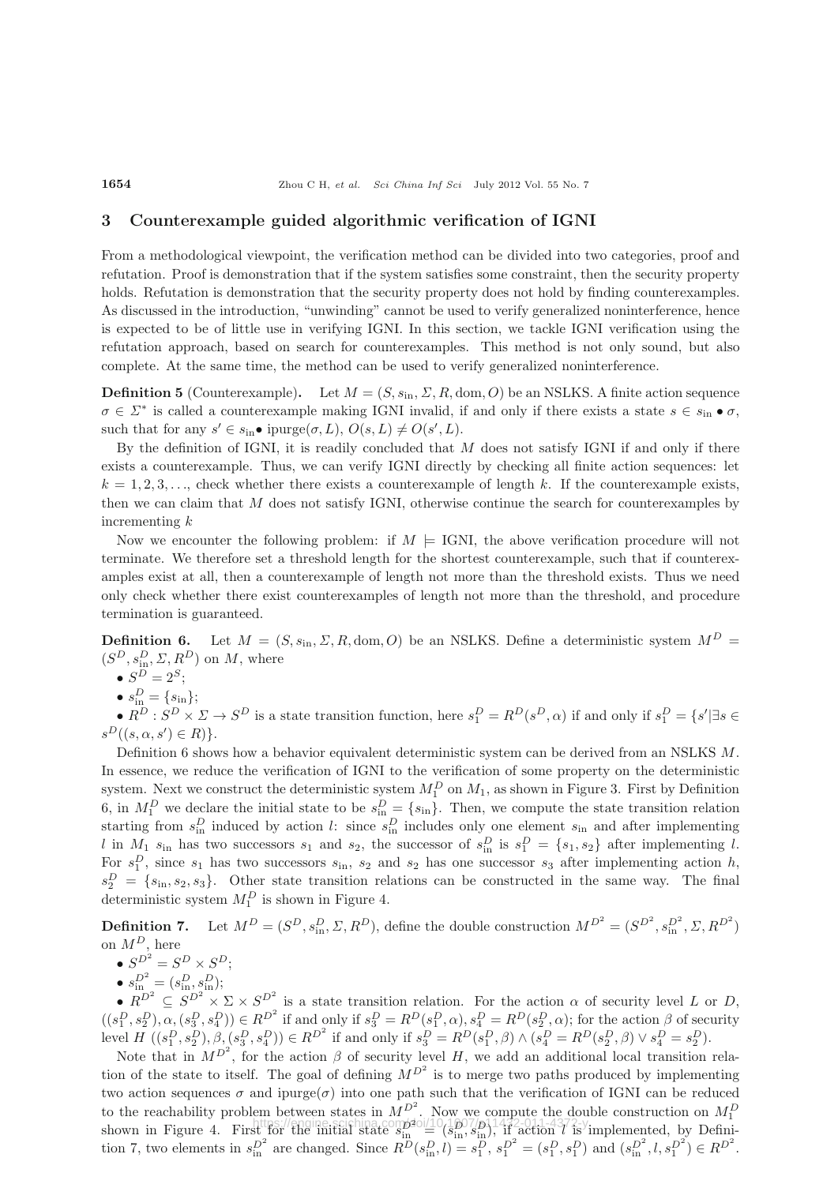## 3 Counterexample guided algorithmic verification of IGNI

From a methodological viewpoint, the verification method can be divided into two categories, proof and refutation. Proof is demonstration that if the system satisfies some constraint, then the security property holds. Refutation is demonstration that the security property does not hold by finding counterexamples. As discussed in the introduction, "unwinding" cannot be used to verify generalized noninterference, hence is expected to be of little use in verifying IGNI. In this section, we tackle IGNI verification using the refutation approach, based on search for counterexamples. This method is not only sound, but also complete. At the same time, the method can be used to verify generalized noninterference.

**Definition 5** (Counterexample)**.** Let $M = (S, s_{\text{in}}, \Sigma, R, \text{dom}, O)$ be an NSLKS. A finite action sequence $\sigma \in \Sigma^*$ is called a counterexample making IGNI invalid, if and only if there exists a state $s \in s_{\text{in}} \bullet \sigma$, such that for any $s' \in s_{\text{in}} \bullet \text{ ipurge}(\sigma, L)$, $O(s, L) \neq O(s', L)$.

By the definition of IGNI, it is readily concluded that $M$ does not satisfy IGNI if and only if there exists a counterexample. Thus, we can verify IGNI directly by checking all finite action sequences: let $k = 1, 2, 3, \ldots$, check whether there exists a counterexample of length $k$. If the counterexample exists, then we can claim that $M$ does not satisfy IGNI, otherwise continue the search for counterexamples by incrementing $k$

Now we encounter the following problem: if $M \models$ IGNI, the above verification procedure will not terminate. We therefore set a threshold length for the shortest counterexample, such that if counterexamples exist at all, then a counterexample of length not more than the threshold exists. Thus we need only check whether there exist counterexamples of length not more than the threshold, and procedure termination is guaranteed.

**Definition 6.** Let $M = (S, s_{\text{in}}, \Sigma, R, \text{dom}, O)$ be an NSLKS. Define a deterministic system $M^D = (S^D, s^D_{\text{in}}, \Sigma, R^D)$ on $M$, where

- $S^D = 2^S$;
- $s^D_{\text{in}} = \{s_{\text{in}}\}$;
- $R^D : S^D \times \Sigma \to S^D$ is a state transition function, here $s^D_1 = R^D(s^D, \alpha)$ if and only if $s^D_1 = \{s' | \exists s \in s^D((s, \alpha, s') \in R)\}$.

Definition 6 shows how a behavior equivalent deterministic system can be derived from an NSLKS $M$. In essence, we reduce the verification of IGNI to the verification of some property on the deterministic system. Next we construct the deterministic system $M^D_1$ on $M_1$, as shown in Figure 3. First by Definition 6, in $M^D_1$ we declare the initial state to be $s^D_{\text{in}} = \{s_{\text{in}}\}$. Then, we compute the state transition relation starting from $s^D_{\text{in}}$ induced by action $l$: since $s^D_{\text{in}}$ includes only one element $s_{\text{in}}$ and after implementing $l$ in $M_1$ $s_{\text{in}}$ has two successors $s_1$ and $s_2$, the successor of $s^D_{\text{in}}$ is $s^D_1 = \{s_1, s_2\}$ after implementing $l$. For $s^D_1$, since $s_1$ has two successors $s_{\text{in}}$, $s_2$ and $s_2$ has one successor $s_3$ after implementing action $h$, $s^D_2 = \{s_{\text{in}}, s_2, s_3\}$. Other state transition relations can be constructed in the same way. The final deterministic system $M^D_1$ is shown in Figure 4.

**Definition 7.** Let $M^D = (S^D, s^D_{\text{in}}, \Sigma, R^D)$, define the double construction $M^{D^2} = (S^{D^2}, s^{D^2}_{\text{in}}, \Sigma, R^{D^2})$ on $M^D$, here

- $S^{D^2} = S^D \times S^D$;
- $s^{D^2}_{\text{in}} = (s^D_{\text{in}}, s^D_{\text{in}})$;
- $R^{D^2} \subseteq S^{D^2} \times \Sigma \times S^{D^2}$ is a state transition relation. For the action $\alpha$ of security level $L$ or $D$, $((s^D_1, s^D_2), \alpha, (s^D_3, s^D_4)) \in R^{D^2}$ if and only if $s^D_3 = R^D(s^D_1, \alpha), s^D_4 = R^D(s^D_2, \alpha)$; for the action $\beta$ of security level $H$ $((s^D_1, s^D_2), \beta, (s^D_3, s^D_4)) \in R^{D^2}$ if and only if $s^D_3 = R^D(s^D_1, \beta) \wedge (s^D_4 = R^D(s^D_2, \beta) \vee s^D_4 = s^D_2)$.

Note that in $M^{D^2}$, for the action $\beta$ of security level $H$, we add an additional local transition relation of the state to itself. The goal of defining $M^{D^2}$ is to merge two paths produced by implementing two action sequences $\sigma$ and ipurge($\sigma$) into one path such that the verification of IGNI can be reduced to the reachability problem between states in $M^{D^2}$. Now we compute the double construction on $M^D_1$ shown in Figure 4. First for the initial state $s^{D^2}_{\text{in}} = (s^D_{\text{in}}, s^D_{\text{in}})$, if action $l$ is implemented, by Definition 7, two elements in $s^{D^2}_{\text{in}}$ are changed. Since $R^D(s^D_{\text{in}}, l) = s^D_1$, $s^{D^2}_1 = (s^D_1, s^D_1)$ and $(s^{D^2}_{\text{in}}, l, s^{D^2}_1) \in R^{D^2}$.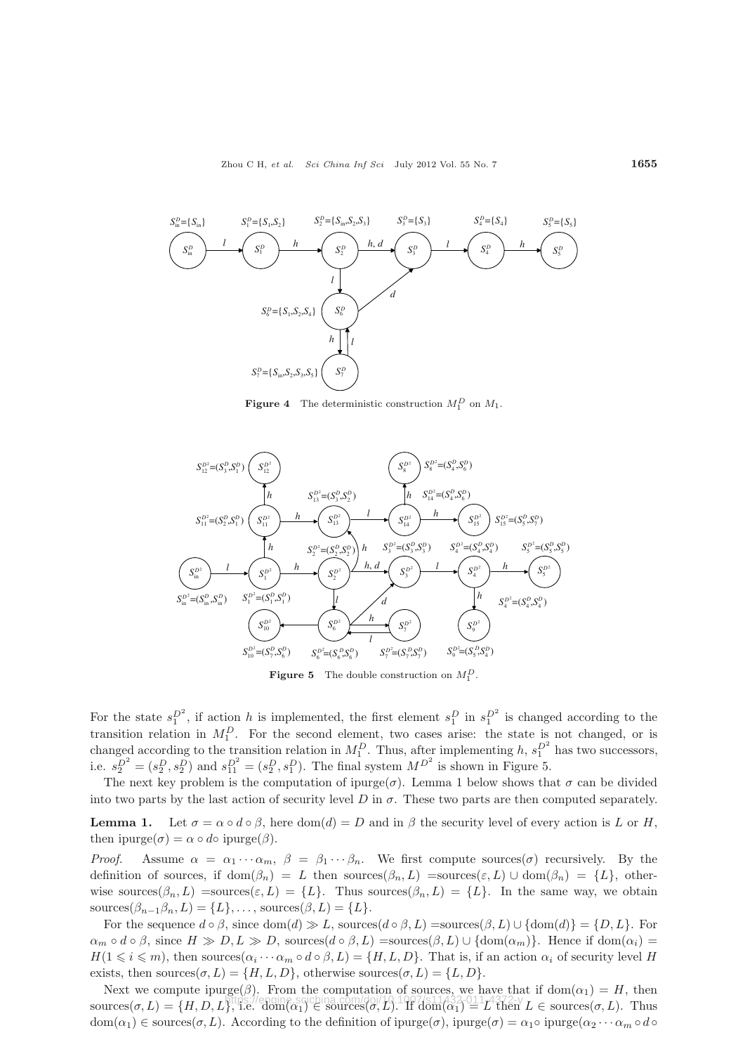**Figure 4** The deterministic construction $M_1^D$ on $M_1$.

**Figure 5** The double construction on $M_1^D$.

For the state $s_1^{D^2}$, if action $h$ is implemented, the first element $s_1^D$ in $s_1^{D^2}$ is changed according to the transition relation in $M_1^D$. For the second element, two cases arise: the state is not changed, or is changed according to the transition relation in $M_1^D$. Thus, after implementing $h$, $s_1^{D^2}$ has two successors, i.e. $s_2^{D^2} = (s_2^D, s_2^D)$ and $s_{11}^{D^2} = (s_2^D, s_1^D)$. The final system $M^{D^2}$ is shown in Figure 5.

The next key problem is the computation of ipurge($\sigma$). Lemma 1 below shows that $\sigma$ can be divided into two parts by the last action of security level $D$ in $\sigma$. These two parts are then computed separately.

**Lemma 1.** Let $\sigma = \alpha \circ d \circ \beta$, here $\mathrm{dom}(d) = D$ and in $\beta$ the security level of every action is $L$ or $H$, then ipurge($\sigma$) $= \alpha \circ d \circ$ ipurge($\beta$).

*Proof.* Assume $\alpha = \alpha_1 \cdots \alpha_m$, $\beta = \beta_1 \cdots \beta_n$. We first compute sources($\sigma$) recursively. By the definition of sources, if $\mathrm{dom}(\beta_n) = L$ then sources$(\beta_n, L)$ =sources$(\varepsilon, L) \cup \mathrm{dom}(\beta_n) = \{L\}$, otherwise sources$(\beta_n, L)$ =sources$(\varepsilon, L) = \{L\}$. Thus sources$(\beta_n, L) = \{L\}$. In the same way, we obtain sources$(\beta_{n-1}\beta_n, L) = \{L\}, \ldots,$ sources$(\beta, L) = \{L\}$.

For the sequence $d \circ \beta$, since $\mathrm{dom}(d) \gg L$, sources$(d \circ \beta, L)$ =sources$(\beta, L) \cup \{\mathrm{dom}(d)\} = \{D, L\}$. For $\alpha_m \circ d \circ \beta$, since $H \gg D, L \gg D$, sources$(d \circ \beta, L)$ =sources$(\beta, L) \cup \{\mathrm{dom}(\alpha_m)\}$. Hence if $\mathrm{dom}(\alpha_i) = H (1 \leqslant i \leqslant m)$, then sources$(\alpha_i \cdots \alpha_m \circ d \circ \beta, L) = \{H, L, D\}$. That is, if an action $\alpha_i$ of security level $H$ exists, then sources$(\sigma, L) = \{H, L, D\}$, otherwise sources$(\sigma, L) = \{L, D\}$.

Next we compute ipurge($\beta$). From the computation of sources, we have that if $\mathrm{dom}(\alpha_1) = H$, then sources$(\sigma, L) = \{H, D, L\}$, i.e. $\mathrm{dom}(\alpha_1) \in$ sources$(\sigma, L)$. If $\mathrm{dom}(\alpha_1) = L$ then $L \in$ sources$(\sigma, L)$. Thus $\mathrm{dom}(\alpha_1) \in$ sources$(\sigma, L)$. According to the definition of ipurge($\sigma$), ipurge($\sigma$) $= \alpha_1 \circ$ ipurge$(\alpha_2 \cdots \alpha_m \circ d \circ$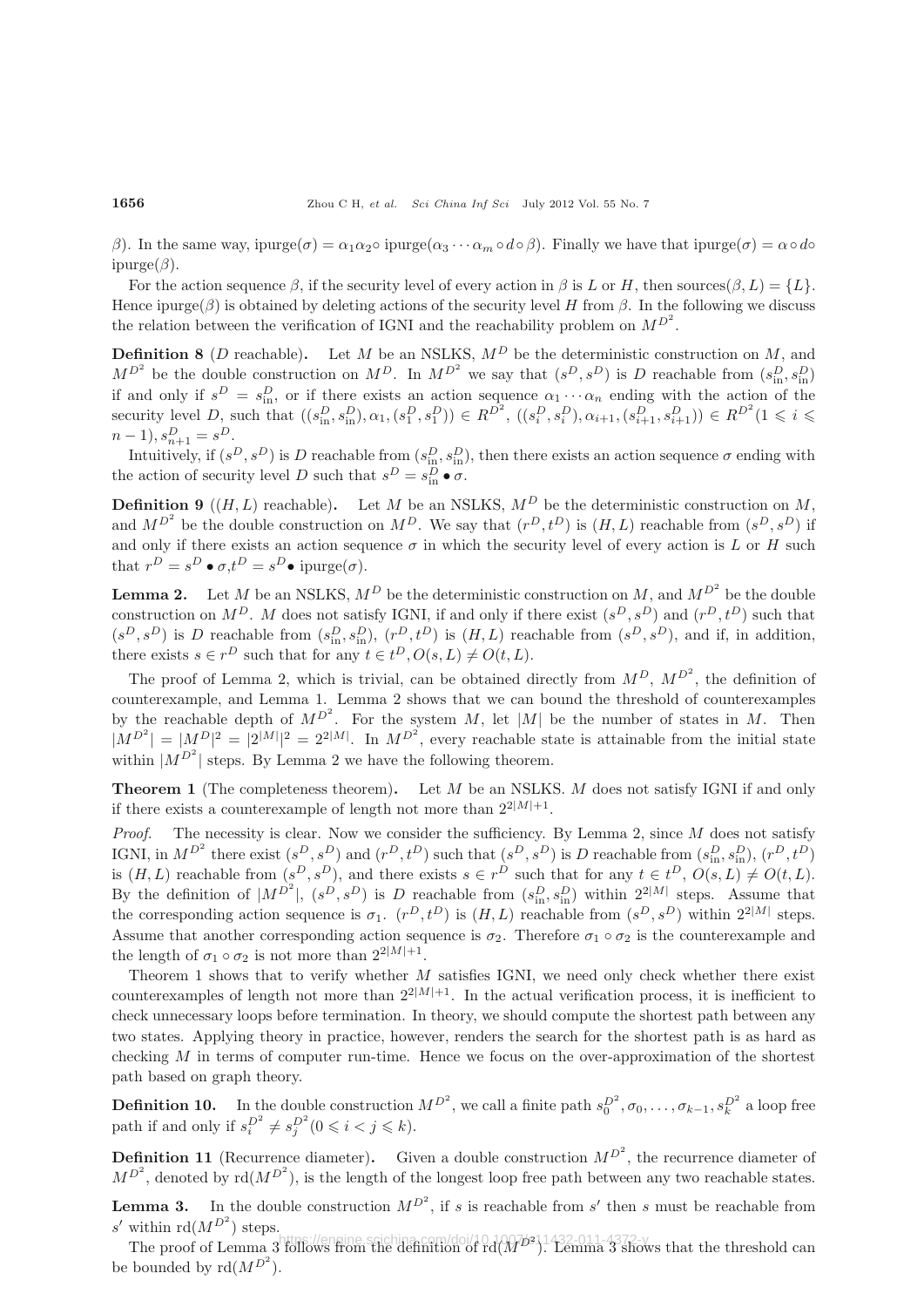$\beta$). In the same way, ipurge$(\sigma) = \alpha_1\alpha_2\circ$ ipurge$(\alpha_3\cdots\alpha_m\circ d\circ\beta)$. Finally we have that ipurge$(\sigma) = \alpha\circ d\circ$ ipurge$(\beta)$.

For the action sequence $\beta$, if the security level of every action in $\beta$ is $L$ or $H$, then sources$(\beta, L) = \{L\}$. Hence ipurge$(\beta)$ is obtained by deleting actions of the security level $H$ from $\beta$. In the following we discuss the relation between the verification of IGNI and the reachability problem on $M^{D^2}$.

**Definition 8** ($D$ reachable). Let $M$ be an NSLKS, $M^D$ be the deterministic construction on $M$, and $M^{D^2}$ be the double construction on $M^D$. In $M^{D^2}$ we say that $(s^D, s^D)$ is $D$ reachable from $(s^D_{\rm in}, s^D_{\rm in})$ if and only if $s^D = s^D_{\rm in}$, or if there exists an action sequence $\alpha_1\cdots\alpha_n$ ending with the action of the security level $D$, such that $((s^D_{\rm in}, s^D_{\rm in}), \alpha_1, (s^D_1, s^D_1)) \in R^{D^2}$, $((s^D_i, s^D_i), \alpha_{i+1}, (s^D_{i+1}, s^D_{i+1})) \in R^{D^2} (1 \leqslant i \leqslant n-1), s^D_{n+1} = s^D$.

Intuitively, if $(s^D, s^D)$ is $D$ reachable from $(s^D_{\rm in}, s^D_{\rm in})$, then there exists an action sequence $\sigma$ ending with the action of security level $D$ such that $s^D = s^D_{\rm in} \bullet \sigma$.

**Definition 9** ($(H, L)$ reachable). Let $M$ be an NSLKS, $M^D$ be the deterministic construction on $M$, and $M^{D^2}$ be the double construction on $M^D$. We say that $(r^D, t^D)$ is $(H, L)$ reachable from $(s^D, s^D)$ if and only if there exists an action sequence $\sigma$ in which the security level of every action is $L$ or $H$ such that $r^D = s^D \bullet \sigma$,$t^D = s^D\bullet$ ipurge$(\sigma)$.

**Lemma 2.** Let $M$ be an NSLKS, $M^D$ be the deterministic construction on $M$, and $M^{D^2}$ be the double construction on $M^D$. $M$ does not satisfy IGNI, if and only if there exist $(s^D, s^D)$ and $(r^D, t^D)$ such that $(s^D, s^D)$ is $D$ reachable from $(s^D_{\rm in}, s^D_{\rm in})$, $(r^D, t^D)$ is $(H, L)$ reachable from $(s^D, s^D)$, and if, in addition, there exists $s \in r^D$ such that for any $t \in t^D, O(s, L) \neq O(t, L)$.

The proof of Lemma 2, which is trivial, can be obtained directly from $M^D$, $M^{D^2}$, the definition of counterexample, and Lemma 1. Lemma 2 shows that we can bound the threshold of counterexamples by the reachable depth of $M^{D^2}$. For the system $M$, let $|M|$ be the number of states in $M$. Then $|M^{D^2}| = |M^D|^2 = |2^{|M|}|^2 = 2^{2|M|}$. In $M^{D^2}$, every reachable state is attainable from the initial state within $|M^{D^2}|$ steps. By Lemma 2 we have the following theorem.

**Theorem 1** (The completeness theorem). Let $M$ be an NSLKS. $M$ does not satisfy IGNI if and only if there exists a counterexample of length not more than $2^{2|M|+1}$.

*Proof.* The necessity is clear. Now we consider the sufficiency. By Lemma 2, since $M$ does not satisfy IGNI, in $M^{D^2}$ there exist $(s^D, s^D)$ and $(r^D, t^D)$ such that $(s^D, s^D)$ is $D$ reachable from $(s^D_{\rm in}, s^D_{\rm in})$, $(r^D, t^D)$ is $(H, L)$ reachable from $(s^D, s^D)$, and there exists $s \in r^D$ such that for any $t \in t^D$, $O(s, L) \neq O(t, L)$. By the definition of $|M^{D^2}|$, $(s^D, s^D)$ is $D$ reachable from $(s^D_{\rm in}, s^D_{\rm in})$ within $2^{2|M|}$ steps. Assume that the corresponding action sequence is $\sigma_1$. $(r^D, t^D)$ is $(H, L)$ reachable from $(s^D, s^D)$ within $2^{2|M|}$ steps. Assume that another corresponding action sequence is $\sigma_2$. Therefore $\sigma_1 \circ \sigma_2$ is the counterexample and the length of $\sigma_1 \circ \sigma_2$ is not more than $2^{2|M|+1}$.

Theorem 1 shows that to verify whether $M$ satisfies IGNI, we need only check whether there exist counterexamples of length not more than $2^{2|M|+1}$. In the actual verification process, it is inefficient to check unnecessary loops before termination. In theory, we should compute the shortest path between any two states. Applying theory in practice, however, renders the search for the shortest path is as hard as checking $M$ in terms of computer run-time. Hence we focus on the over-approximation of the shortest path based on graph theory.

**Definition 10.** In the double construction $M^{D^2}$, we call a finite path $s^{D^2}_0, \sigma_0, \ldots, \sigma_{k-1}, s^{D^2}_k$ a loop free path if and only if $s^{D^2}_i \neq s^{D^2}_j (0 \leqslant i < j \leqslant k)$.

**Definition 11** (Recurrence diameter). Given a double construction $M^{D^2}$, the recurrence diameter of $M^{D^2}$, denoted by rd$(M^{D^2})$, is the length of the longest loop free path between any two reachable states.

**Lemma 3.** In the double construction $M^{D^2}$, if $s$ is reachable from $s'$ then $s$ must be reachable from $s'$ within rd$(M^{D^2})$ steps.

The proof of Lemma 3 follows from the definition of rd$(M^{D^2})$. Lemma 3 shows that the threshold can be bounded by rd$(M^{D^2})$.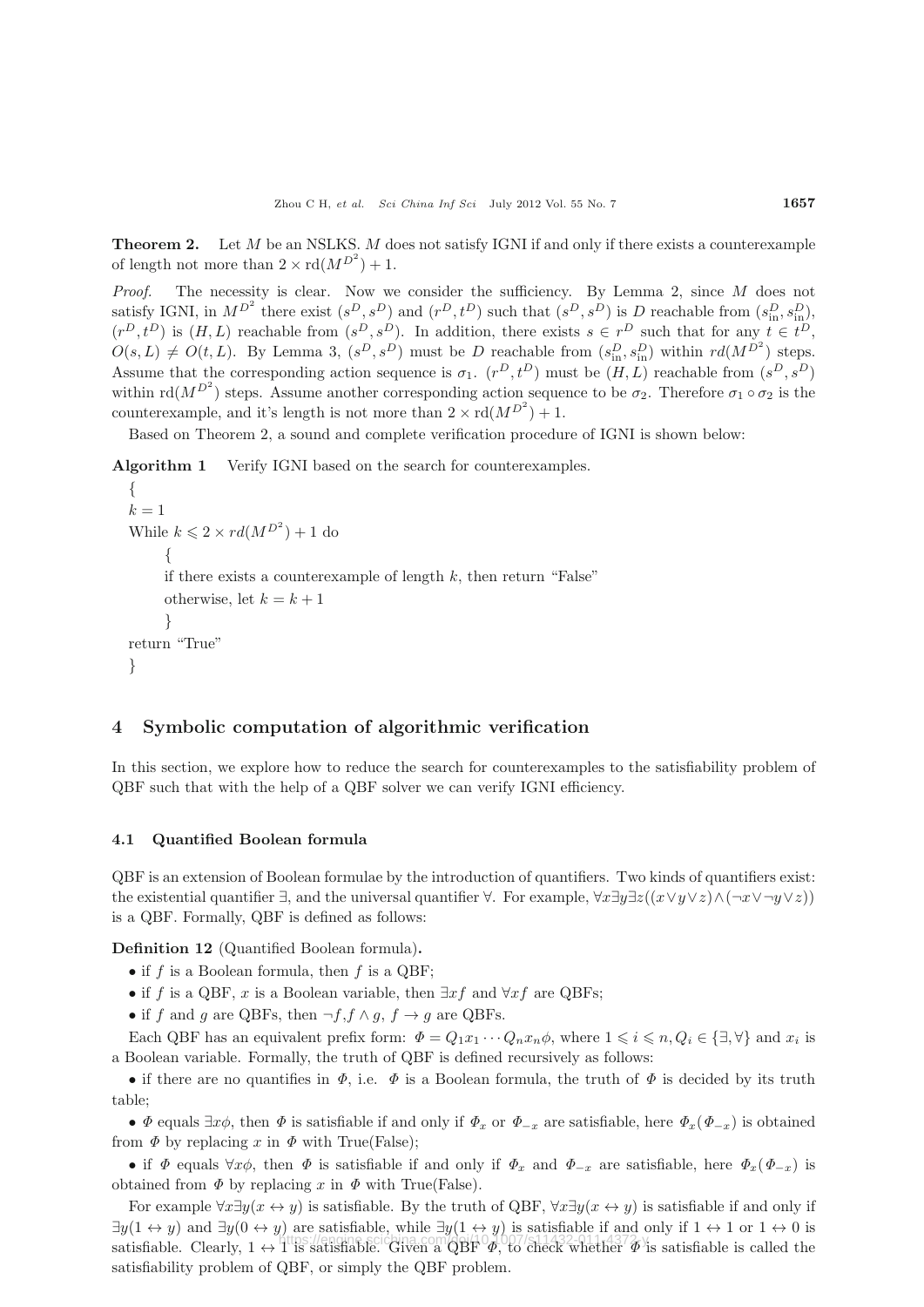**Theorem 2.** Let $M$ be an NSLKS. $M$ does not satisfy IGNI if and only if there exists a counterexample of length not more than $2 \times \mathrm{rd}(M^{D^2}) + 1$.

*Proof.* The necessity is clear. Now we consider the sufficiency. By Lemma 2, since $M$ does not satisfy IGNI, in $M^{D^2}$ there exist $(s^D, s^D)$ and $(r^D, t^D)$ such that $(s^D, s^D)$ is $D$ reachable from $(s^D_{\text{in}}, s^D_{\text{in}})$, $(r^D, t^D)$ is $(H, L)$ reachable from $(s^D, s^D)$. In addition, there exists $s \in r^D$ such that for any $t \in t^D$, $O(s, L) \neq O(t, L)$. By Lemma 3, $(s^D, s^D)$ must be $D$ reachable from $(s^D_{\text{in}}, s^D_{\text{in}})$ within $rd(M^{D^2})$ steps. Assume that the corresponding action sequence is $\sigma_1$. $(r^D, t^D)$ must be $(H, L)$ reachable from $(s^D, s^D)$ within $\mathrm{rd}(M^{D^2})$ steps. Assume another corresponding action sequence to be $\sigma_2$. Therefore $\sigma_1 \circ \sigma_2$ is the counterexample, and it's length is not more than $2 \times \mathrm{rd}(M^{D^2}) + 1$.

Based on Theorem 2, a sound and complete verification procedure of IGNI is shown below:

**Algorithm 1** Verify IGNI based on the search for counterexamples.

```
{
k = 1
While k ⩽ 2 × rd(M^{D^2}) + 1 do
    {
    if there exists a counterexample of length k, then return "False"
    otherwise, let k = k + 1
    }
return "True"
}
```

## 4 Symbolic computation of algorithmic verification

In this section, we explore how to reduce the search for counterexamples to the satisfiability problem of QBF such that with the help of a QBF solver we can verify IGNI efficiency.

### 4.1 Quantified Boolean formula

QBF is an extension of Boolean formulae by the introduction of quantifiers. Two kinds of quantifiers exist: the existential quantifier $\exists$, and the universal quantifier $\forall$. For example, $\forall x \exists y \exists z((x \vee y \vee z) \wedge (\neg x \vee \neg y \vee z))$ is a QBF. Formally, QBF is defined as follows:

**Definition 12** (Quantified Boolean formula)**.**

- if $f$ is a Boolean formula, then $f$ is a QBF;
- if $f$ is a QBF, $x$ is a Boolean variable, then $\exists x f$ and $\forall x f$ are QBFs;
- if $f$ and $g$ are QBFs, then $\neg f, f \wedge g$, $f \rightarrow g$ are QBFs.

Each QBF has an equivalent prefix form: $\Phi = Q_1 x_1 \cdots Q_n x_n \phi$, where $1 \leqslant i \leqslant n, Q_i \in \{\exists, \forall\}$ and $x_i$ is a Boolean variable. Formally, the truth of QBF is defined recursively as follows:

- if there are no quantifies in $\Phi$, i.e. $\Phi$ is a Boolean formula, the truth of $\Phi$ is decided by its truth table;
- $\Phi$ equals $\exists x \phi$, then $\Phi$ is satisfiable if and only if $\Phi_x$ or $\Phi_{-x}$ are satisfiable, here $\Phi_x(\Phi_{-x})$ is obtained from $\Phi$ by replacing $x$ in $\Phi$ with True(False);
- if $\Phi$ equals $\forall x \phi$, then $\Phi$ is satisfiable if and only if $\Phi_x$ and $\Phi_{-x}$ are satisfiable, here $\Phi_x(\Phi_{-x})$ is obtained from $\Phi$ by replacing $x$ in $\Phi$ with True(False).

For example $\forall x \exists y(x \leftrightarrow y)$ is satisfiable. By the truth of QBF, $\forall x \exists y(x \leftrightarrow y)$ is satisfiable if and only if $\exists y(1 \leftrightarrow y)$ and $\exists y(0 \leftrightarrow y)$ are satisfiable, while $\exists y(1 \leftrightarrow y)$ is satisfiable if and only if $1 \leftrightarrow 1$ or $1 \leftrightarrow 0$ is satisfiable. Clearly, $1 \leftrightarrow 1$ is satisfiable. Given a QBF $\Phi$, to check whether $\Phi$ is satisfiable is called the satisfiability problem of QBF, or simply the QBF problem.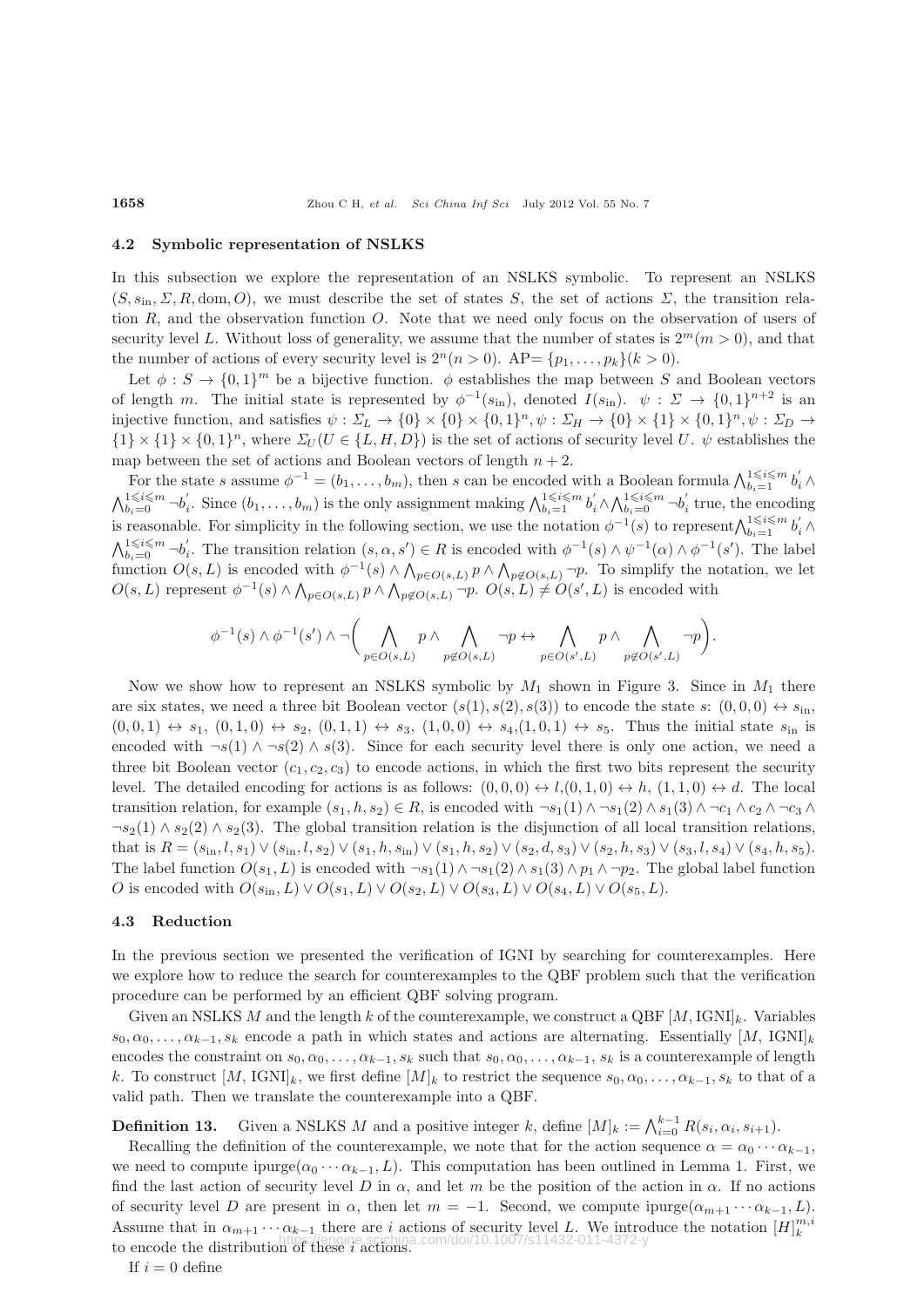### 4.2 Symbolic representation of NSLKS

In this subsection we explore the representation of an NSLKS symbolic. To represent an NSLKS $(S, s_{\rm in}, \Sigma, R, {\rm dom}, O)$, we must describe the set of states $S$, the set of actions $\Sigma$, the transition relation $R$, and the observation function $O$. Note that we need only focus on the observation of users of security level $L$. Without loss of generality, we assume that the number of states is $2^m (m > 0)$, and that the number of actions of every security level is $2^n (n > 0)$. AP$= \{p_1, \ldots, p_k\} (k > 0)$.

Let $\phi : S \to \{0,1\}^m$ be a bijective function. $\phi$ establishes the map between $S$ and Boolean vectors of length $m$. The initial state is represented by $\phi^{-1}(s_{\rm in})$, denoted $I(s_{\rm in})$. $\psi : \Sigma \to \{0,1\}^{n+2}$ is an injective function, and satisfies $\psi : \Sigma_L \to \{0\} \times \{0\} \times \{0,1\}^n, \psi : \Sigma_H \to \{0\} \times \{1\} \times \{0,1\}^n, \psi : \Sigma_D \to \{1\} \times \{1\} \times \{0,1\}^n$, where $\Sigma_U (U \in \{L, H, D\})$ is the set of actions of security level $U$. $\psi$ establishes the map between the set of actions and Boolean vectors of length $n + 2$.

For the state $s$ assume $\phi^{-1} = (b_1, \ldots, b_m)$, then $s$ can be encoded with a Boolean formula $\bigwedge_{b_i=1}^{1 \leqslant i \leqslant m} b_i' \wedge \bigwedge_{b_i=0}^{1 \leqslant i \leqslant m} \neg b_i'$. Since $(b_1, \ldots, b_m)$ is the only assignment making $\bigwedge_{b_i=1}^{1 \leqslant i \leqslant m} b_i' \wedge \bigwedge_{b_i=0}^{1 \leqslant i \leqslant m} \neg b_i'$ true, the encoding is reasonable. For simplicity in the following section, we use the notation $\phi^{-1}(s)$ to represent $\bigwedge_{b_i=1}^{1 \leqslant i \leqslant m} b_i' \wedge \bigwedge_{b_i=0}^{1 \leqslant i \leqslant m} \neg b_i'$. The transition relation $(s, \alpha, s') \in R$ is encoded with $\phi^{-1}(s) \wedge \psi^{-1}(\alpha) \wedge \phi^{-1}(s')$. The label function $O(s, L)$ is encoded with $\phi^{-1}(s) \wedge \bigwedge_{p \in O(s,L)} p \wedge \bigwedge_{p \notin O(s,L)} \neg p$. To simplify the notation, we let $O(s, L)$ represent $\phi^{-1}(s) \wedge \bigwedge_{p \in O(s,L)} p \wedge \bigwedge_{p \notin O(s,L)} \neg p$. $O(s, L) \neq O(s', L)$ is encoded with

$$\phi^{-1}(s) \wedge \phi^{-1}(s') \wedge \neg\bigg(\bigwedge_{p \in O(s,L)} p \wedge \bigwedge_{p \notin O(s,L)} \neg p \leftrightarrow \bigwedge_{p \in O(s',L)} p \wedge \bigwedge_{p \notin O(s',L)} \neg p\bigg).$$

Now we show how to represent an NSLKS symbolic by $M_1$ shown in Figure 3. Since in $M_1$ there are six states, we need a three bit Boolean vector $(s(1), s(2), s(3))$ to encode the state $s$: $(0,0,0) \leftrightarrow s_{\rm in}$, $(0,0,1) \leftrightarrow s_1$, $(0,1,0) \leftrightarrow s_2$, $(0,1,1) \leftrightarrow s_3$, $(1,0,0) \leftrightarrow s_4$,$(1,0,1) \leftrightarrow s_5$. Thus the initial state $s_{\rm in}$ is encoded with $\neg s(1) \wedge \neg s(2) \wedge s(3)$. Since for each security level there is only one action, we need a three bit Boolean vector $(c_1, c_2, c_3)$ to encode actions, in which the first two bits represent the security level. The detailed encoding for actions is as follows: $(0,0,0) \leftrightarrow l, (0,1,0) \leftrightarrow h$, $(1,1,0) \leftrightarrow d$. The local transition relation, for example $(s_1, h, s_2) \in R$, is encoded with $\neg s_1(1) \wedge \neg s_1(2) \wedge s_1(3) \wedge \neg c_1 \wedge c_2 \wedge \neg c_3 \wedge \neg s_2(1) \wedge s_2(2) \wedge s_2(3)$. The global transition relation is the disjunction of all local transition relations, that is $R = (s_{\rm in}, l, s_1) \vee (s_{\rm in}, l, s_2) \vee (s_1, h, s_{\rm in}) \vee (s_1, h, s_2) \vee (s_2, d, s_3) \vee (s_2, h, s_3) \vee (s_3, l, s_4) \vee (s_4, h, s_5)$. The label function $O(s_1, L)$ is encoded with $\neg s_1(1) \wedge \neg s_1(2) \wedge s_1(3) \wedge p_1 \wedge \neg p_2$. The global label function $O$ is encoded with $O(s_{\rm in}, L) \vee O(s_1, L) \vee O(s_2, L) \vee O(s_3, L) \vee O(s_4, L) \vee O(s_5, L)$.

### 4.3 Reduction

In the previous section we presented the verification of IGNI by searching for counterexamples. Here we explore how to reduce the search for counterexamples to the QBF problem such that the verification procedure can be performed by an efficient QBF solving program.

Given an NSLKS $M$ and the length $k$ of the counterexample, we construct a QBF $[M, {\rm IGNI}]_k$. Variables $s_0, \alpha_0, \ldots, \alpha_{k-1}, s_k$ encode a path in which states and actions are alternating. Essentially $[M, {\rm IGNI}]_k$ encodes the constraint on $s_0, \alpha_0, \ldots, \alpha_{k-1}, s_k$ such that $s_0, \alpha_0, \ldots, \alpha_{k-1}, s_k$ is a counterexample of length $k$. To construct $[M, {\rm IGNI}]_k$, we first define $[M]_k$ to restrict the sequence $s_0, \alpha_0, \ldots, \alpha_{k-1}, s_k$ to that of a valid path. Then we translate the counterexample into a QBF.

**Definition 13.** Given a NSLKS $M$ and a positive integer $k$, define $[M]_k := \bigwedge_{i=0}^{k-1} R(s_i, \alpha_i, s_{i+1})$.

Recalling the definition of the counterexample, we note that for the action sequence $\alpha = \alpha_0 \cdots \alpha_{k-1}$, we need to compute ipurge$(\alpha_0 \cdots \alpha_{k-1}, L)$. This computation has been outlined in Lemma 1. First, we find the last action of security level $D$ in $\alpha$, and let $m$ be the position of the action in $\alpha$. If no actions of security level $D$ are present in $\alpha$, then let $m = -1$. Second, we compute ipurge$(\alpha_{m+1} \cdots \alpha_{k-1}, L)$. Assume that in $\alpha_{m+1} \cdots \alpha_{k-1}$ there are $i$ actions of security level $L$. We introduce the notation $[H]_k^{m,i}$ to encode the distribution of these $i$ actions.

If $i = 0$ define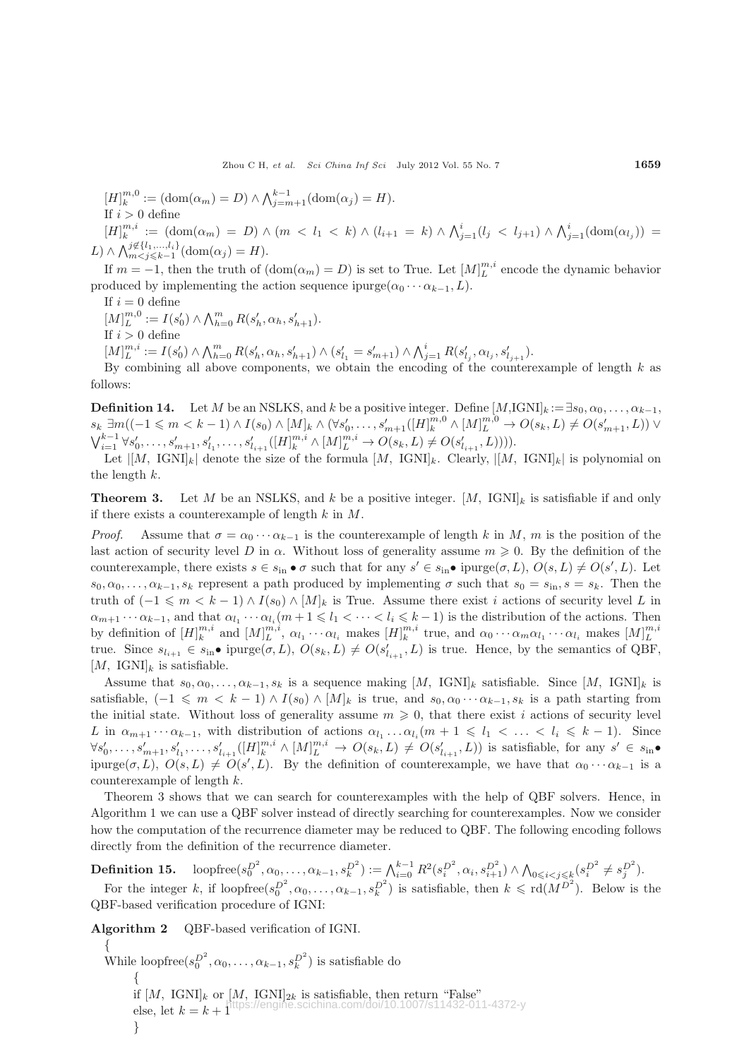$[H]_k^{m,0} := (\mathrm{dom}(\alpha_m) = D) \wedge \bigwedge_{j=m+1}^{k-1}(\mathrm{dom}(\alpha_j) = H)$.

If $i > 0$ define

$[H]_k^{m,i} := (\mathrm{dom}(\alpha_m) = D) \wedge (m < l_1 < k) \wedge (l_{i+1} = k) \wedge \bigwedge_{j=1}^{i}(l_j < l_{j+1}) \wedge \bigwedge_{j=1}^{i}(\mathrm{dom}(\alpha_{l_j})) = L) \wedge \bigwedge_{m<j\leqslant k-1}^{j\notin\{l_1,\ldots,l_i\}}(\mathrm{dom}(\alpha_j) = H)$.

If $m = -1$, then the truth of $(\mathrm{dom}(\alpha_m) = D)$ is set to True. Let $[M]_L^{m,i}$ encode the dynamic behavior produced by implementing the action sequence $\mathrm{ipurge}(\alpha_0 \cdots \alpha_{k-1}, L)$.

If $i = 0$ define

$[M]_L^{m,0} := I(s'_0) \wedge \bigwedge_{h=0}^{m} R(s'_h, \alpha_h, s'_{h+1})$.

If $i > 0$ define

$[M]_L^{m,i} := I(s'_0) \wedge \bigwedge_{h=0}^{m} R(s'_h, \alpha_h, s'_{h+1}) \wedge (s'_{l_1} = s'_{m+1}) \wedge \bigwedge_{j=1}^{i} R(s'_{l_j}, \alpha_{l_j}, s'_{l_{j+1}})$.

By combining all above components, we obtain the encoding of the counterexample of length $k$ as follows:

**Definition 14.** Let $M$ be an NSLKS, and $k$ be a positive integer. Define $[M,\mathrm{IGNI}]_k := \exists s_0, \alpha_0, \ldots, \alpha_{k-1}, s_k\ \exists m((-1 \leqslant m < k-1) \wedge I(s_0) \wedge [M]_k \wedge (\forall s'_0, \ldots, s'_{m+1}([H]_k^{m,0} \wedge [M]_L^{m,0} \rightarrow O(s_k, L) \neq O(s'_{m+1}, L)) \vee \bigvee_{i=1}^{k-1} \forall s'_0, \ldots, s'_{m+1}, s'_{l_1}, \ldots, s'_{l_{i+1}}([H]_k^{m,i} \wedge [M]_L^{m,i} \rightarrow O(s_k, L) \neq O(s'_{l_{i+1}}, L))))$.

Let $|[M,\ \mathrm{IGNI}]_k|$ denote the size of the formula $[M,\ \mathrm{IGNI}]_k$. Clearly, $|[M,\ \mathrm{IGNI}]_k|$ is polynomial on the length $k$.

**Theorem 3.** Let $M$ be an NSLKS, and $k$ be a positive integer. $[M,\ \mathrm{IGNI}]_k$ is satisfiable if and only if there exists a counterexample of length $k$ in $M$.

*Proof.* Assume that $\sigma = \alpha_0 \cdots \alpha_{k-1}$ is the counterexample of length $k$ in $M$, $m$ is the position of the last action of security level $D$ in $\alpha$. Without loss of generality assume $m \geqslant 0$. By the definition of the counterexample, there exists $s \in s_{\mathrm{in}} \bullet \sigma$ such that for any $s' \in s_{\mathrm{in}} \bullet\ \mathrm{ipurge}(\sigma, L)$, $O(s, L) \neq O(s', L)$. Let $s_0, \alpha_0, \ldots, \alpha_{k-1}, s_k$ represent a path produced by implementing $\sigma$ such that $s_0 = s_{\mathrm{in}}, s = s_k$. Then the truth of $(-1 \leqslant m < k-1) \wedge I(s_0) \wedge [M]_k$ is True. Assume there exist $i$ actions of security level $L$ in $\alpha_{m+1} \cdots \alpha_{k-1}$, and that $\alpha_{l_1} \cdots \alpha_{l_i} (m+1 \leqslant l_1 < \cdots < l_i \leqslant k-1)$ is the distribution of the actions. Then by definition of $[H]_k^{m,i}$ and $[M]_L^{m,i}$, $\alpha_{l_1} \cdots \alpha_{l_i}$ makes $[H]_k^{m,i}$ true, and $\alpha_0 \cdots \alpha_m \alpha_{l_1} \cdots \alpha_{l_i}$ makes $[M]_L^{m,i}$ true. Since $s_{l_{i+1}} \in s_{\mathrm{in}} \bullet\ \mathrm{ipurge}(\sigma, L)$, $O(s_k, L) \neq O(s'_{l_{i+1}}, L)$ is true. Hence, by the semantics of QBF, $[M,\ \mathrm{IGNI}]_k$ is satisfiable.

Assume that $s_0, \alpha_0, \ldots, \alpha_{k-1}, s_k$ is a sequence making $[M,\ \mathrm{IGNI}]_k$ satisfiable. Since $[M,\ \mathrm{IGNI}]_k$ is satisfiable, $(-1 \leqslant m < k-1) \wedge I(s_0) \wedge [M]_k$ is true, and $s_0, \alpha_0 \cdots \alpha_{k-1}, s_k$ is a path starting from the initial state. Without loss of generality assume $m \geqslant 0$, that there exist $i$ actions of security level $L$ in $\alpha_{m+1} \cdots \alpha_{k-1}$, with distribution of actions $\alpha_{l_1} \ldots \alpha_{l_i} (m+1 \leqslant l_1 < \ldots < l_i \leqslant k-1)$. Since $\forall s'_0, \ldots, s'_{m+1}, s'_{l_1}, \ldots, s'_{l_{i+1}}([H]_k^{m,i} \wedge [M]_L^{m,i} \rightarrow O(s_k, L) \neq O(s'_{l_{i+1}}, L))$ is satisfiable, for any $s' \in s_{\mathrm{in}} \bullet\ \mathrm{ipurge}(\sigma, L)$, $O(s, L) \neq O(s', L)$. By the definition of counterexample, we have that $\alpha_0 \cdots \alpha_{k-1}$ is a counterexample of length $k$.

Theorem 3 shows that we can search for counterexamples with the help of QBF solvers. Hence, in Algorithm 1 we can use a QBF solver instead of directly searching for counterexamples. Now we consider how the computation of the recurrence diameter may be reduced to QBF. The following encoding follows directly from the definition of the recurrence diameter.

**Definition 15.** $\mathrm{loopfree}(s_0^{D^2}, \alpha_0, \ldots, \alpha_{k-1}, s_k^{D^2}) := \bigwedge_{i=0}^{k-1} R^2(s_i^{D^2}, \alpha_i, s_{i+1}^{D^2}) \wedge \bigwedge_{0\leqslant i<j\leqslant k}(s_i^{D^2} \neq s_j^{D^2})$.

For the integer $k$, if $\mathrm{loopfree}(s_0^{D^2}, \alpha_0, \ldots, \alpha_{k-1}, s_k^{D^2})$ is satisfiable, then $k \leqslant \mathrm{rd}(M^{D^2})$. Below is the QBF-based verification procedure of IGNI:

**Algorithm 2** QBF-based verification of IGNI.

```
{
While loopfree(s_0^{D^2}, α_0, ..., α_{k-1}, s_k^{D^2}) is satisfiable do
    {
    if [M, IGNI]_k or [M, IGNI]_2k is satisfiable, then return "False"
    else, let k = k + 1
    }
```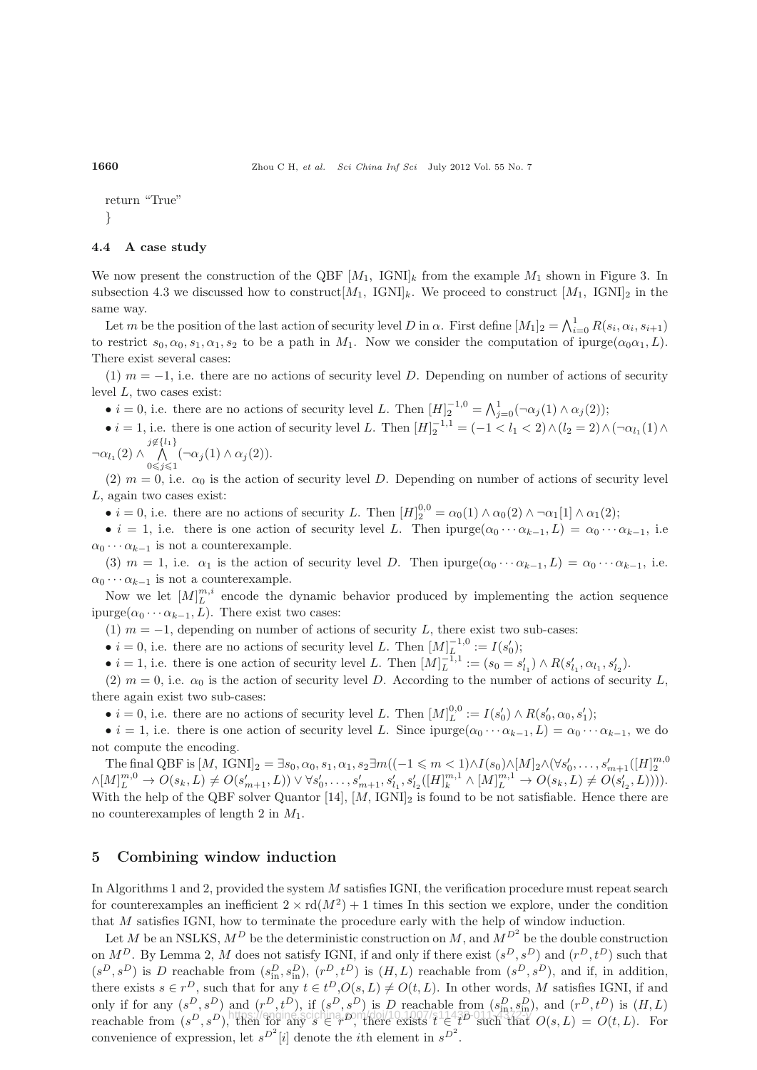return "True"
}

### 4.4 A case study

We now present the construction of the QBF $[M_1,\ \text{IGNI}]_k$ from the example $M_1$ shown in Figure 3. In subsection 4.3 we discussed how to construct$[M_1,\ \text{IGNI}]_k$. We proceed to construct $[M_1,\ \text{IGNI}]_2$ in the same way.

Let $m$ be the position of the last action of security level $D$ in $\alpha$. First define $[M_1]_2 = \bigwedge_{i=0}^{1} R(s_i, \alpha_i, s_{i+1})$ to restrict $s_0, \alpha_0, s_1, \alpha_1, s_2$ to be a path in $M_1$. Now we consider the computation of ipurge$(\alpha_0\alpha_1, L)$. There exist several cases:

(1) $m = -1$, i.e. there are no actions of security level $D$. Depending on number of actions of security level $L$, two cases exist:

• $i = 0$, i.e. there are no actions of security level $L$. Then $[H]_2^{-1,0} = \bigwedge_{j=0}^{1}(\neg\alpha_j(1) \wedge \alpha_j(2))$;

• $i = 1$, i.e. there is one action of security level $L$. Then $[H]_2^{-1,1} = (-1 < l_1 < 2) \wedge (l_2 = 2) \wedge (\neg\alpha_{l_1}(1) \wedge \neg\alpha_{l_1}(2) \wedge \bigwedge_{0 \leqslant j \leqslant 1}^{j \notin \{l_1\}} (\neg\alpha_j(1) \wedge \alpha_j(2))$.

(2) $m = 0$, i.e. $\alpha_0$ is the action of security level $D$. Depending on number of actions of security level $L$, again two cases exist:

• $i = 0$, i.e. there are no actions of security $L$. Then $[H]_2^{0,0} = \alpha_0(1) \wedge \alpha_0(2) \wedge \neg\alpha_1[1] \wedge \alpha_1(2)$;

• $i = 1$, i.e. there is one action of security level $L$. Then ipurge$(\alpha_0 \cdots \alpha_{k-1}, L) = \alpha_0 \cdots \alpha_{k-1}$, i.e $\alpha_0 \cdots \alpha_{k-1}$ is not a counterexample.

(3) $m = 1$, i.e. $\alpha_1$ is the action of security level $D$. Then ipurge$(\alpha_0 \cdots \alpha_{k-1}, L) = \alpha_0 \cdots \alpha_{k-1}$, i.e. $\alpha_0 \cdots \alpha_{k-1}$ is not a counterexample.

Now we let $[M]_L^{m,i}$ encode the dynamic behavior produced by implementing the action sequence ipurge$(\alpha_0 \cdots \alpha_{k-1}, L)$. There exist two cases:

(1) $m = -1$, depending on number of actions of security $L$, there exist two sub-cases:

• $i = 0$, i.e. there are no actions of security level $L$. Then $[M]_L^{-1,0} := I(s'_0)$;

• $i = 1$, i.e. there is one action of security level $L$. Then $[M]_L^{-1,1} := (s_0 = s'_{l_1}) \wedge R(s'_{l_1}, \alpha_{l_1}, s'_{l_2})$.

(2) $m = 0$, i.e. $\alpha_0$ is the action of security level $D$. According to the number of actions of security $L$, there again exist two sub-cases:

• $i = 0$, i.e. there are no actions of security level $L$. Then $[M]_L^{0,0} := I(s'_0) \wedge R(s'_0, \alpha_0, s'_1)$;

• $i = 1$, i.e. there is one action of security level $L$. Since ipurge$(\alpha_0 \cdots \alpha_{k-1}, L) = \alpha_0 \cdots \alpha_{k-1}$, we do not compute the encoding.

The final QBF is $[M,\ \text{IGNI}]_2 = \exists s_0, \alpha_0, s_1, \alpha_1, s_2 \exists m((-1 \leqslant m < 1) \wedge I(s_0) \wedge [M]_2 \wedge (\forall s'_0, \ldots, s'_{m+1}([H]_2^{m,0} \wedge [M]_L^{m,0} \rightarrow O(s_k, L) \neq O(s'_{m+1}, L)) \vee \forall s'_0, \ldots, s'_{m+1}, s'_{l_1}, s'_{l_2}([H]_k^{m,1} \wedge [M]_L^{m,1} \rightarrow O(s_k, L) \neq O(s'_{l_2}, L))))$. With the help of the QBF solver Quantor [14], $[M,\ \text{IGNI}]_2$ is found to be not satisfiable. Hence there are no counterexamples of length 2 in $M_1$.

## 5 Combining window induction

In Algorithms 1 and 2, provided the system $M$ satisfies IGNI, the verification procedure must repeat search for counterexamples an inefficient $2 \times \text{rd}(M^2) + 1$ times In this section we explore, under the condition that $M$ satisfies IGNI, how to terminate the procedure early with the help of window induction.

Let $M$ be an NSLKS, $M^D$ be the deterministic construction on $M$, and $M^{D^2}$ be the double construction on $M^D$. By Lemma 2, $M$ does not satisfy IGNI, if and only if there exist $(s^D, s^D)$ and $(r^D, t^D)$ such that $(s^D, s^D)$ is $D$ reachable from $(s^D_{\text{in}}, s^D_{\text{in}})$, $(r^D, t^D)$ is $(H, L)$ reachable from $(s^D, s^D)$, and if, in addition, there exists $s \in r^D$, such that for any $t \in t^D$,$O(s, L) \neq O(t, L)$. In other words, $M$ satisfies IGNI, if and only if for any $(s^D, s^D)$ and $(r^D, t^D)$, if $(s^D, s^D)$ is $D$ reachable from $(s^D_{\text{in}}, s^D_{\text{in}})$, and $(r^D, t^D)$ is $(H, L)$ reachable from $(s^D, s^D)$, then for any $s \in r^D$, there exists $t \in t^D$ such that $O(s, L) = O(t, L)$. For convenience of expression, let $s^{D^2}[i]$ denote the $i$th element in $s^{D^2}$.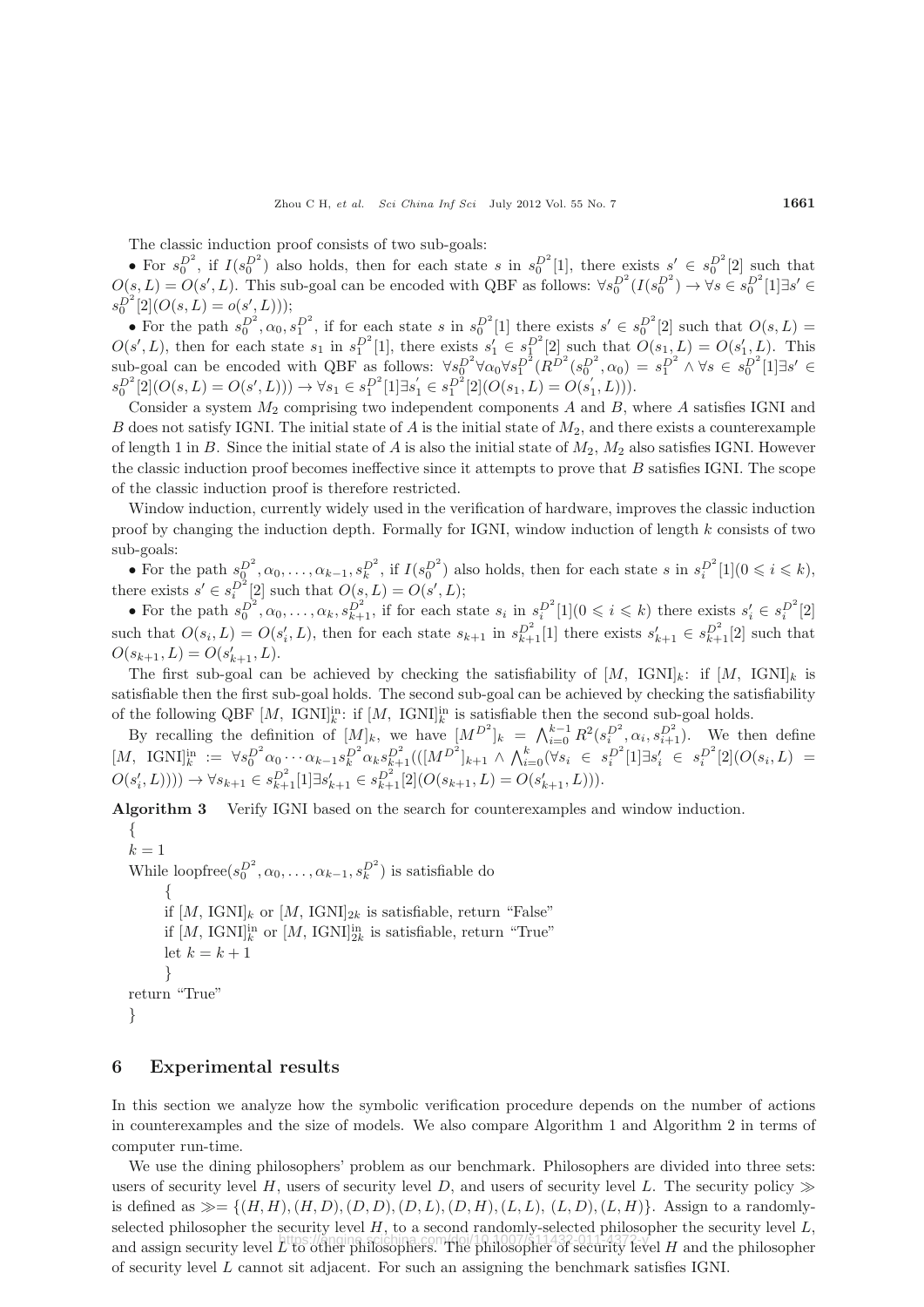The classic induction proof consists of two sub-goals:

- For $s_0^{D^2}$, if $I(s_0^{D^2})$ also holds, then for each state $s$ in $s_0^{D^2}[1]$, there exists $s' \in s_0^{D^2}[2]$ such that $O(s, L) = O(s', L)$. This sub-goal can be encoded with QBF as follows: $\forall s_0^{D^2}(I(s_0^{D^2}) \to \forall s \in s_0^{D^2}[1]\exists s' \in s_0^{D^2}[2](O(s, L) = o(s', L)))$;
- For the path $s_0^{D^2}, \alpha_0, s_1^{D^2}$, if for each state $s$ in $s_0^{D^2}[1]$ there exists $s' \in s_0^{D^2}[2]$ such that $O(s, L) = O(s', L)$, then for each state $s_1$ in $s_1^{D^2}[1]$, there exists $s_1' \in s_1^{D^2}[2]$ such that $O(s_1, L) = O(s_1', L)$. This sub-goal can be encoded with QBF as follows: $\forall s_0^{D^2}\forall \alpha_0 \forall s_1^{D^2}(R^{D^2}(s_0^{D^2}, \alpha_0) = s_1^{D^2} \wedge \forall s \in s_0^{D^2}[1]\exists s' \in s_0^{D^2}[2](O(s, L) = O(s', L))) \to \forall s_1 \in s_1^{D^2}[1]\exists s_1' \in s_1^{D^2}[2](O(s_1, L) = O(s_1', L)))$.

Consider a system $M_2$ comprising two independent components $A$ and $B$, where $A$ satisfies IGNI and $B$ does not satisfy IGNI. The initial state of $A$ is the initial state of $M_2$, and there exists a counterexample of length 1 in $B$. Since the initial state of $A$ is also the initial state of $M_2$, $M_2$ also satisfies IGNI. However the classic induction proof becomes ineffective since it attempts to prove that $B$ satisfies IGNI. The scope of the classic induction proof is therefore restricted.

Window induction, currently widely used in the verification of hardware, improves the classic induction proof by changing the induction depth. Formally for IGNI, window induction of length $k$ consists of two sub-goals:

- For the path $s_0^{D^2}, \alpha_0, \ldots, \alpha_{k-1}, s_k^{D^2}$, if $I(s_0^{D^2})$ also holds, then for each state $s$ in $s_i^{D^2}[1](0 \leqslant i \leqslant k)$, there exists $s' \in s_i^{D^2}[2]$ such that $O(s, L) = O(s', L)$;
- For the path $s_0^{D^2}, \alpha_0, \ldots, \alpha_k, s_{k+1}^{D^2}$, if for each state $s_i$ in $s_i^{D^2}[1](0 \leqslant i \leqslant k)$ there exists $s_i' \in s_i^{D^2}[2]$ such that $O(s_i, L) = O(s_i', L)$, then for each state $s_{k+1}$ in $s_{k+1}^{D^2}[1]$ there exists $s_{k+1}' \in s_{k+1}^{D^2}[2]$ such that $O(s_{k+1}, L) = O(s_{k+1}', L)$.

The first sub-goal can be achieved by checking the satisfiability of $[M, \text{IGNI}]_k$: if $[M, \text{IGNI}]_k$ is satisfiable then the first sub-goal holds. The second sub-goal can be achieved by checking the satisfiability of the following QBF $[M, \text{IGNI}]_k^{\text{in}}$: if $[M, \text{IGNI}]_k^{\text{in}}$ is satisfiable then the second sub-goal holds.

By recalling the definition of $[M]_k$, we have $[M^{D^2}]_k = \bigwedge_{i=0}^{k-1} R^2(s_i^{D^2}, \alpha_i, s_{i+1}^{D^2})$. We then define $[M, \text{IGNI}]_k^{\text{in}} := \forall s_0^{D^2}\alpha_0 \cdots \alpha_{k-1}s_k^{D^2}\alpha_k s_{k+1}^{D^2}(([M^{D^2}]_{k+1} \wedge \bigwedge_{i=0}^{k}(\forall s_i \in s_i^{D^2}[1]\exists s_i' \in s_i^{D^2}[2](O(s_i, L) = O(s_i', L)))) \to \forall s_{k+1} \in s_{k+1}^{D^2}[1]\exists s_{k+1}' \in s_{k+1}^{D^2}[2](O(s_{k+1}, L) = O(s_{k+1}', L)))$.

**Algorithm 3** Verify IGNI based on the search for counterexamples and window induction.

```
{
k = 1
While loopfree(s_0^{D^2}, α_0, ..., α_{k-1}, s_k^{D^2}) is satisfiable do
    {
    if [M, IGNI]_k or [M, IGNI]_{2k} is satisfiable, return "False"
    if [M, IGNI]_k^in or [M, IGNI]_{2k}^in is satisfiable, return "True"
    let k = k + 1
    }
return "True"
}
```

## 6 Experimental results

In this section we analyze how the symbolic verification procedure depends on the number of actions in counterexamples and the size of models. We also compare Algorithm 1 and Algorithm 2 in terms of computer run-time.

We use the dining philosophers' problem as our benchmark. Philosophers are divided into three sets: users of security level $H$, users of security level $D$, and users of security level $L$. The security policy $\gg$ is defined as $\gg = \{(H, H), (H, D), (D, D), (D, L), (D, H), (L, L), (L, D), (L, H)\}$. Assign to a randomly-selected philosopher the security level $H$, to a second randomly-selected philosopher the security level $L$, and assign security level $L$ to other philosophers. The philosopher of security level $H$ and the philosopher of security level $L$ cannot sit adjacent. For such an assigning the benchmark satisfies IGNI.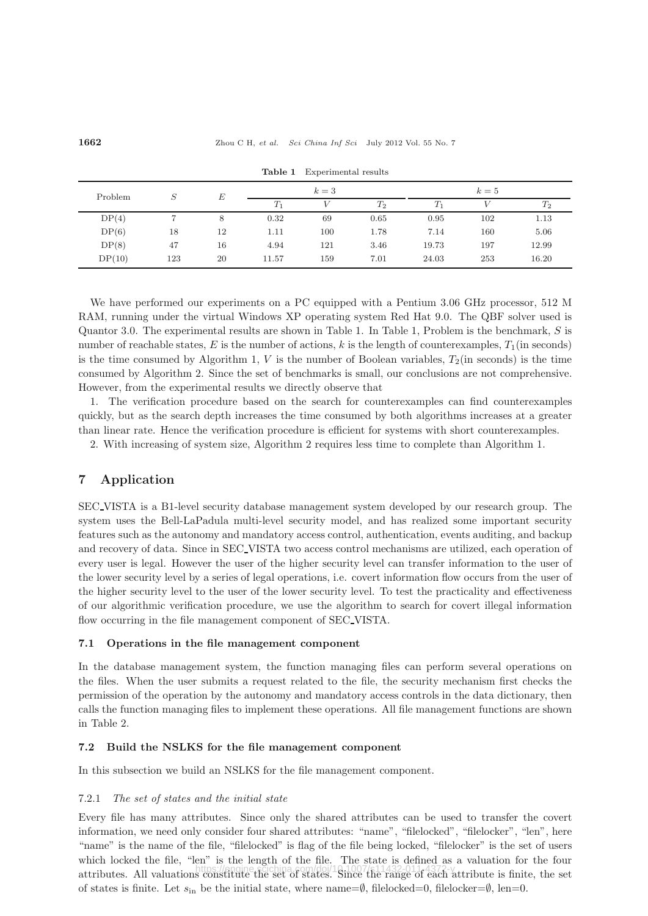**Table 1** Experimental results

| Problem | $S$ | $E$ | $k=3$ | | | $k=5$ | | |
|---|---|---|---|---|---|---|---|---|
| | | | $T_1$ | $V$ | $T_2$ | $T_1$ | $V$ | $T_2$ |
| DP(4) | 7 | 8 | 0.32 | 69 | 0.65 | 0.95 | 102 | 1.13 |
| DP(6) | 18 | 12 | 1.11 | 100 | 1.78 | 7.14 | 160 | 5.06 |
| DP(8) | 47 | 16 | 4.94 | 121 | 3.46 | 19.73 | 197 | 12.99 |
| DP(10) | 123 | 20 | 11.57 | 159 | 7.01 | 24.03 | 253 | 16.20 |

We have performed our experiments on a PC equipped with a Pentium 3.06 GHz processor, 512 M RAM, running under the virtual Windows XP operating system Red Hat 9.0. The QBF solver used is Quantor 3.0. The experimental results are shown in Table 1. In Table 1, Problem is the benchmark, $S$ is number of reachable states, $E$ is the number of actions, $k$ is the length of counterexamples, $T_1$(in seconds) is the time consumed by Algorithm 1, $V$ is the number of Boolean variables, $T_2$(in seconds) is the time consumed by Algorithm 2. Since the set of benchmarks is small, our conclusions are not comprehensive. However, from the experimental results we directly observe that

1. The verification procedure based on the search for counterexamples can find counterexamples quickly, but as the search depth increases the time consumed by both algorithms increases at a greater than linear rate. Hence the verification procedure is efficient for systems with short counterexamples.

2. With increasing of system size, Algorithm 2 requires less time to complete than Algorithm 1.

## 7 Application

SEC_VISTA is a B1-level security database management system developed by our research group. The system uses the Bell-LaPadula multi-level security model, and has realized some important security features such as the autonomy and mandatory access control, authentication, events auditing, and backup and recovery of data. Since in SEC_VISTA two access control mechanisms are utilized, each operation of every user is legal. However the user of the higher security level can transfer information to the user of the lower security level by a series of legal operations, i.e. covert information flow occurs from the user of the higher security level to the user of the lower security level. To test the practicality and effectiveness of our algorithmic verification procedure, we use the algorithm to search for covert illegal information flow occurring in the file management component of SEC_VISTA.

### 7.1 Operations in the file management component

In the database management system, the function managing files can perform several operations on the files. When the user submits a request related to the file, the security mechanism first checks the permission of the operation by the autonomy and mandatory access controls in the data dictionary, then calls the function managing files to implement these operations. All file management functions are shown in Table 2.

### 7.2 Build the NSLKS for the file management component

In this subsection we build an NSLKS for the file management component.

#### 7.2.1 *The set of states and the initial state*

Every file has many attributes. Since only the shared attributes can be used to transfer the covert information, we need only consider four shared attributes: "name", "filelocked", "filelocker", "len", here "name" is the name of the file, "filelocked" is flag of the file being locked, "filelocker" is the set of users which locked the file, "len" is the length of the file. The state is defined as a valuation for the four attributes. All valuations constitute the set of states. Since the range of each attribute is finite, the set of states is finite. Let $s_{\text{in}}$ be the initial state, where name=$\emptyset$, filelocked=0, filelocker=$\emptyset$, len=0.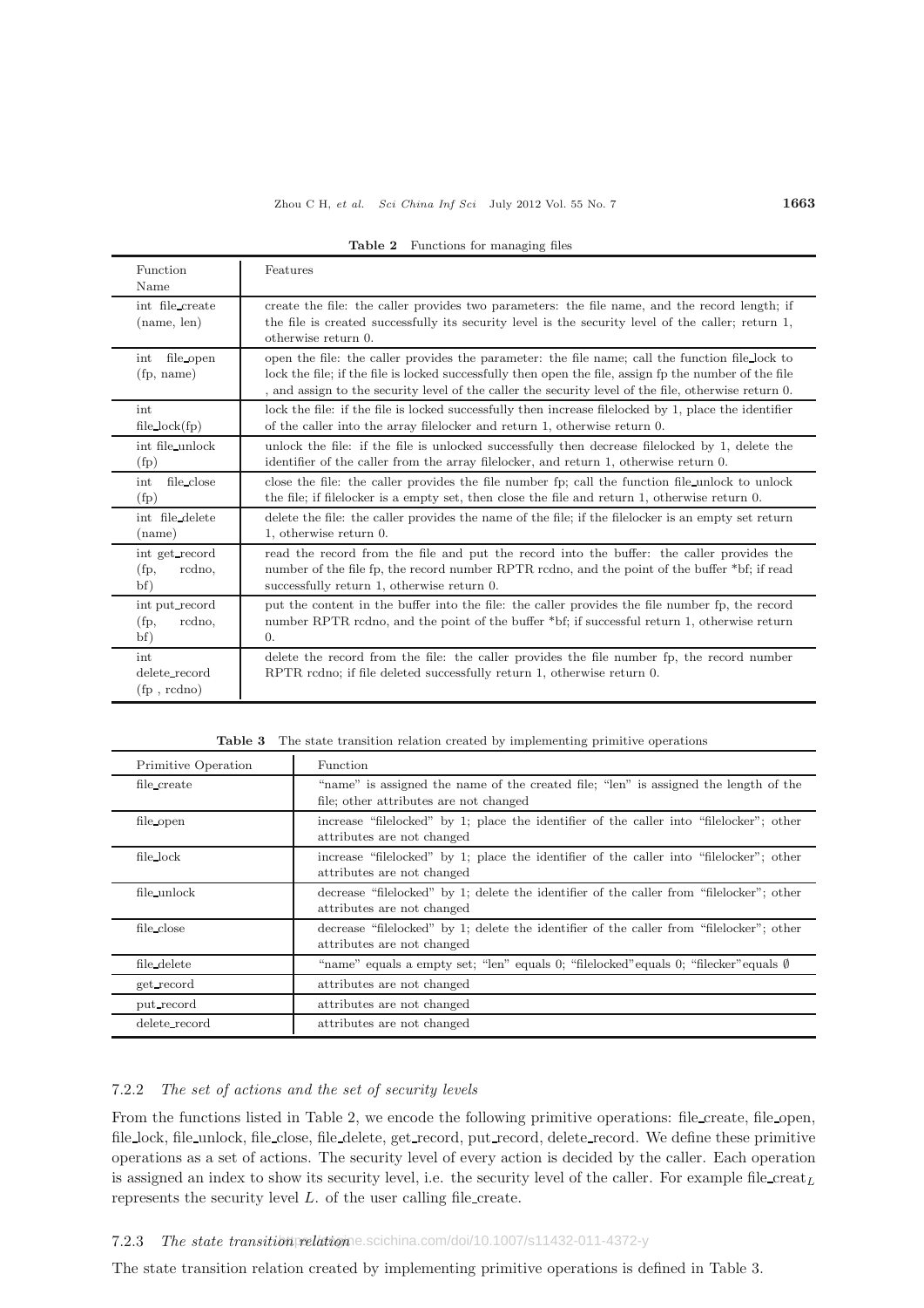**Table 2** Functions for managing files

| Function Name | Features |
|---|---|
| int file_create (name, len) | create the file: the caller provides two parameters: the file name, and the record length; if the file is created successfully its security level is the security level of the caller; return 1, otherwise return 0. |
| int file_open (fp, name) | open the file: the caller provides the parameter: the file name; call the function file_lock to lock the file; if the file is locked successfully then open the file, assign fp the number of the file , and assign to the security level of the caller the security level of the file, otherwise return 0. |
| int file_lock(fp) | lock the file: if the file is locked successfully then increase filelocked by 1, place the identifier of the caller into the array filelocker and return 1, otherwise return 0. |
| int file_unlock (fp) | unlock the file: if the file is unlocked successfully then decrease filelocked by 1, delete the identifier of the caller from the array filelocker, and return 1, otherwise return 0. |
| int file_close (fp) | close the file: the caller provides the file number fp; call the function file_unlock to unlock the file; if filelocker is a empty set, then close the file and return 1, otherwise return 0. |
| int file_delete (name) | delete the file: the caller provides the name of the file; if the filelocker is an empty set return 1, otherwise return 0. |
| int get_record (fp, rcdno, bf) | read the record from the file and put the record into the buffer: the caller provides the number of the file fp, the record number RPTR rcdno, and the point of the buffer *bf; if read successfully return 1, otherwise return 0. |
| int put_record (fp, rcdno, bf) | put the content in the buffer into the file: the caller provides the file number fp, the record number RPTR rcdno, and the point of the buffer *bf; if successful return 1, otherwise return 0. |
| int delete_record (fp , rcdno) | delete the record from the file: the caller provides the file number fp, the record number RPTR rcdno; if file deleted successfully return 1, otherwise return 0. |

**Table 3** The state transition relation created by implementing primitive operations

| Primitive Operation | Function |
|---|---|
| file_create | "name" is assigned the name of the created file; "len" is assigned the length of the file; other attributes are not changed |
| file_open | increase "filelocked" by 1; place the identifier of the caller into "filelocker"; other attributes are not changed |
| file_lock | increase "filelocked" by 1; place the identifier of the caller into "filelocker"; other attributes are not changed |
| file_unlock | decrease "filelocked" by 1; delete the identifier of the caller from "filelocker"; other attributes are not changed |
| file_close | decrease "filelocked" by 1; delete the identifier of the caller from "filelocker"; other attributes are not changed |
| file_delete | "name" equals a empty set; "len" equals 0; "filelocked"equals 0; "filecker"equals $\emptyset$ |
| get_record | attributes are not changed |
| put_record | attributes are not changed |
| delete_record | attributes are not changed |

### 7.2.2 *The set of actions and the set of security levels*

From the functions listed in Table 2, we encode the following primitive operations: file_create, file_open, file_lock, file_unlock, file_close, file_delete, get_record, put_record, delete_record. We define these primitive operations as a set of actions. The security level of every action is decided by the caller. Each operation is assigned an index to show its security level, i.e. the security level of the caller. For example file_creat$_L$ represents the security level $L$. of the user calling file_create.

### 7.2.3 *The state transition relation*

The state transition relation created by implementing primitive operations is defined in Table 3.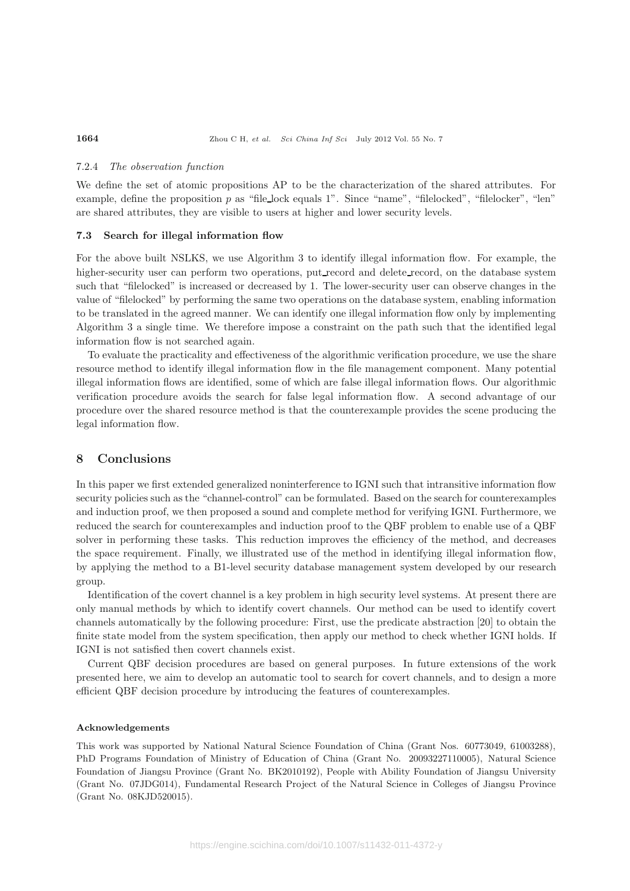#### 7.2.4 *The observation function*

We define the set of atomic propositions AP to be the characterization of the shared attributes. For example, define the proposition $p$ as "file_lock equals 1". Since "name", "filelocked", "filelocker", "len" are shared attributes, they are visible to users at higher and lower security levels.

### 7.3 Search for illegal information flow

For the above built NSLKS, we use Algorithm 3 to identify illegal information flow. For example, the higher-security user can perform two operations, put_record and delete_record, on the database system such that "filelocked" is increased or decreased by 1. The lower-security user can observe changes in the value of "filelocked" by performing the same two operations on the database system, enabling information to be translated in the agreed manner. We can identify one illegal information flow only by implementing Algorithm 3 a single time. We therefore impose a constraint on the path such that the identified legal information flow is not searched again.

To evaluate the practicality and effectiveness of the algorithmic verification procedure, we use the share resource method to identify illegal information flow in the file management component. Many potential illegal information flows are identified, some of which are false illegal information flows. Our algorithmic verification procedure avoids the search for false legal information flow. A second advantage of our procedure over the shared resource method is that the counterexample provides the scene producing the legal information flow.

## 8 Conclusions

In this paper we first extended generalized noninterference to IGNI such that intransitive information flow security policies such as the "channel-control" can be formulated. Based on the search for counterexamples and induction proof, we then proposed a sound and complete method for verifying IGNI. Furthermore, we reduced the search for counterexamples and induction proof to the QBF problem to enable use of a QBF solver in performing these tasks. This reduction improves the efficiency of the method, and decreases the space requirement. Finally, we illustrated use of the method in identifying illegal information flow, by applying the method to a B1-level security database management system developed by our research group.

Identification of the covert channel is a key problem in high security level systems. At present there are only manual methods by which to identify covert channels. Our method can be used to identify covert channels automatically by the following procedure: First, use the predicate abstraction [20] to obtain the finite state model from the system specification, then apply our method to check whether IGNI holds. If IGNI is not satisfied then covert channels exist.

Current QBF decision procedures are based on general purposes. In future extensions of the work presented here, we aim to develop an automatic tool to search for covert channels, and to design a more efficient QBF decision procedure by introducing the features of counterexamples.

#### Acknowledgements

This work was supported by National Natural Science Foundation of China (Grant Nos. 60773049, 61003288), PhD Programs Foundation of Ministry of Education of China (Grant No. 20093227110005), Natural Science Foundation of Jiangsu Province (Grant No. BK2010192), People with Ability Foundation of Jiangsu University (Grant No. 07JDG014), Fundamental Research Project of the Natural Science in Colleges of Jiangsu Province (Grant No. 08KJD520015).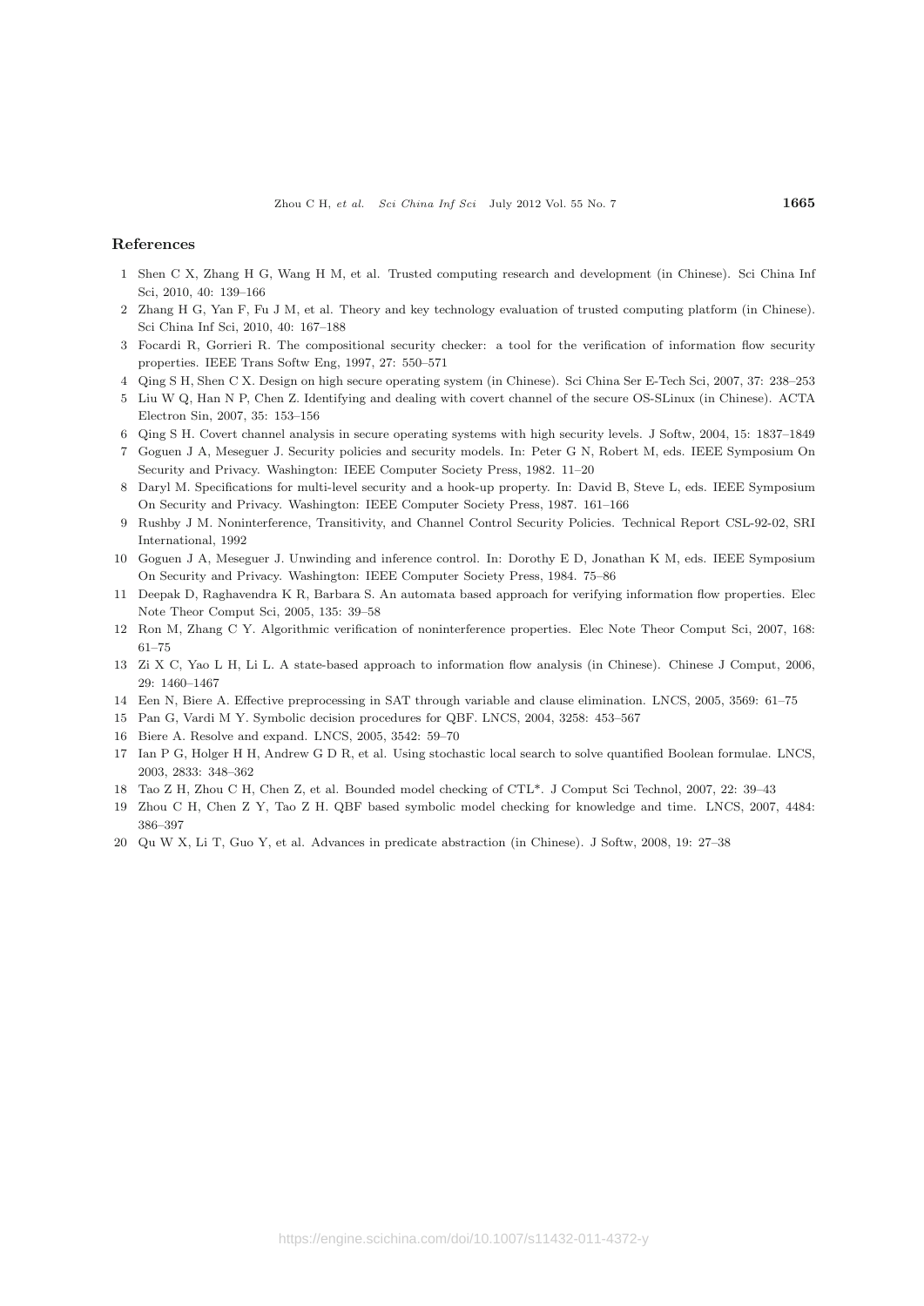## References

1 Shen C X, Zhang H G, Wang H M, et al. Trusted computing research and development (in Chinese). Sci China Inf Sci, 2010, 40: 139–166

2 Zhang H G, Yan F, Fu J M, et al. Theory and key technology evaluation of trusted computing platform (in Chinese). Sci China Inf Sci, 2010, 40: 167–188

3 Focardi R, Gorrieri R. The compositional security checker: a tool for the verification of information flow security properties. IEEE Trans Softw Eng, 1997, 27: 550–571

4 Qing S H, Shen C X. Design on high secure operating system (in Chinese). Sci China Ser E-Tech Sci, 2007, 37: 238–253

5 Liu W Q, Han N P, Chen Z. Identifying and dealing with covert channel of the secure OS-SLinux (in Chinese). ACTA Electron Sin, 2007, 35: 153–156

6 Qing S H. Covert channel analysis in secure operating systems with high security levels. J Softw, 2004, 15: 1837–1849

7 Goguen J A, Meseguer J. Security policies and security models. In: Peter G N, Robert M, eds. IEEE Symposium On Security and Privacy. Washington: IEEE Computer Society Press, 1982. 11–20

8 Daryl M. Specifications for multi-level security and a hook-up property. In: David B, Steve L, eds. IEEE Symposium On Security and Privacy. Washington: IEEE Computer Society Press, 1987. 161–166

9 Rushby J M. Noninterference, Transitivity, and Channel Control Security Policies. Technical Report CSL-92-02, SRI International, 1992

10 Goguen J A, Meseguer J. Unwinding and inference control. In: Dorothy E D, Jonathan K M, eds. IEEE Symposium On Security and Privacy. Washington: IEEE Computer Society Press, 1984. 75–86

11 Deepak D, Raghavendra K R, Barbara S. An automata based approach for verifying information flow properties. Elec Note Theor Comput Sci, 2005, 135: 39–58

12 Ron M, Zhang C Y. Algorithmic verification of noninterference properties. Elec Note Theor Comput Sci, 2007, 168: 61–75

13 Zi X C, Yao L H, Li L. A state-based approach to information flow analysis (in Chinese). Chinese J Comput, 2006, 29: 1460–1467

14 Een N, Biere A. Effective preprocessing in SAT through variable and clause elimination. LNCS, 2005, 3569: 61–75

15 Pan G, Vardi M Y. Symbolic decision procedures for QBF. LNCS, 2004, 3258: 453–567

16 Biere A. Resolve and expand. LNCS, 2005, 3542: 59–70

17 Ian P G, Holger H H, Andrew G D R, et al. Using stochastic local search to solve quantified Boolean formulae. LNCS, 2003, 2833: 348–362

18 Tao Z H, Zhou C H, Chen Z, et al. Bounded model checking of CTL*. J Comput Sci Technol, 2007, 22: 39–43

19 Zhou C H, Chen Z Y, Tao Z H. QBF based symbolic model checking for knowledge and time. LNCS, 2007, 4484: 386–397

20 Qu W X, Li T, Guo Y, et al. Advances in predicate abstraction (in Chinese). J Softw, 2008, 19: 27–38